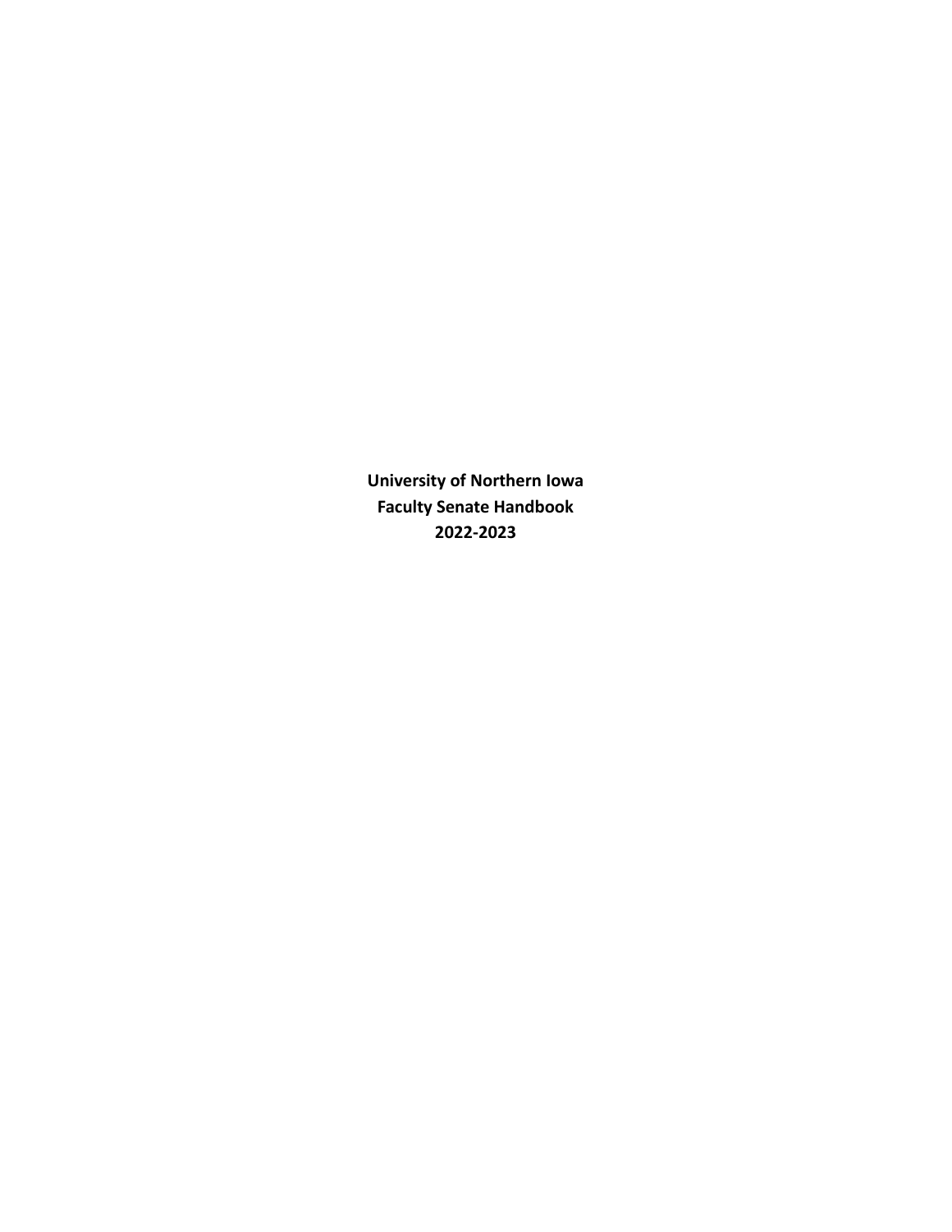**University of Northern Iowa**
**Faculty Senate Handbook**
**2022-2023**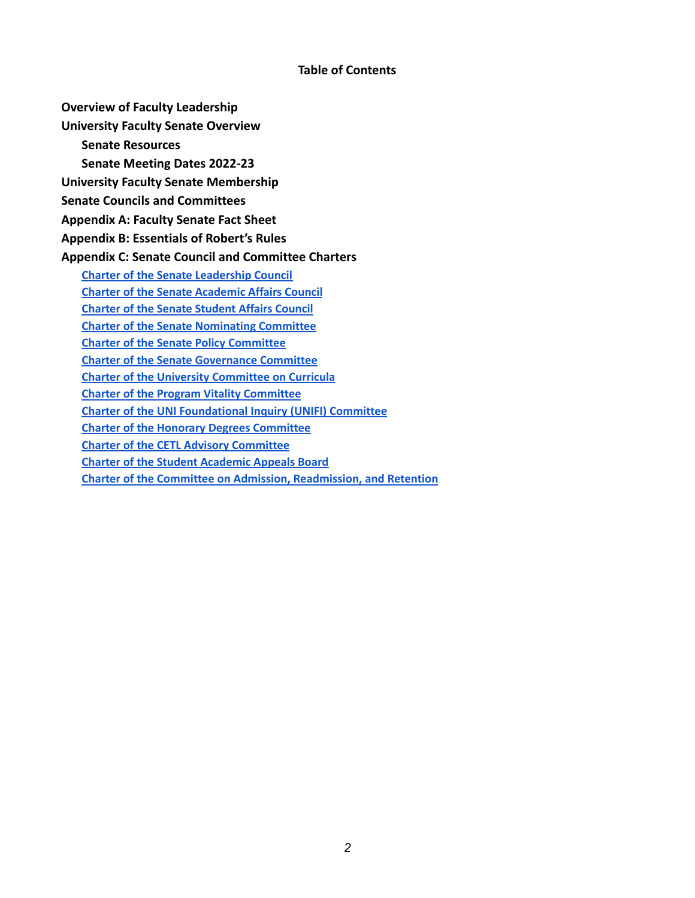## Table of Contents

**Overview of Faculty Leadership**

**University Faculty Senate Overview**

- **Senate Resources**
- **Senate Meeting Dates 2022-23**

**University Faculty Senate Membership**

**Senate Councils and Committees**

**Appendix A: Faculty Senate Fact Sheet**

**Appendix B: Essentials of Robert's Rules**

**Appendix C: Senate Council and Committee Charters**

- Charter of the Senate Leadership Council
- Charter of the Senate Academic Affairs Council
- Charter of the Senate Student Affairs Council
- Charter of the Senate Nominating Committee
- Charter of the Senate Policy Committee
- Charter of the Senate Governance Committee
- Charter of the University Committee on Curricula
- Charter of the Program Vitality Committee
- Charter of the UNI Foundational Inquiry (UNIFI) Committee
- Charter of the Honorary Degrees Committee
- Charter of the CETL Advisory Committee
- Charter of the Student Academic Appeals Board
- Charter of the Committee on Admission, Readmission, and Retention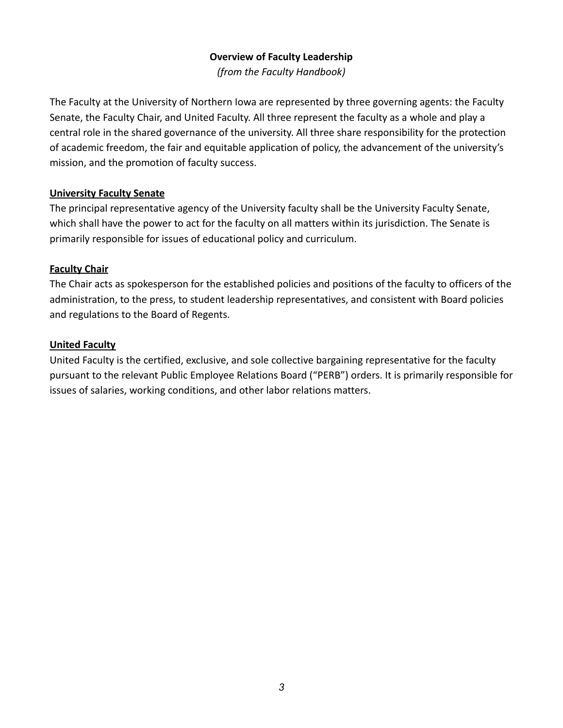# Overview of Faculty Leadership

*(from the Faculty Handbook)*

The Faculty at the University of Northern Iowa are represented by three governing agents: the Faculty Senate, the Faculty Chair, and United Faculty. All three represent the faculty as a whole and play a central role in the shared governance of the university. All three share responsibility for the protection of academic freedom, the fair and equitable application of policy, the advancement of the university's mission, and the promotion of faculty success.

## University Faculty Senate

The principal representative agency of the University faculty shall be the University Faculty Senate, which shall have the power to act for the faculty on all matters within its jurisdiction. The Senate is primarily responsible for issues of educational policy and curriculum.

## Faculty Chair

The Chair acts as spokesperson for the established policies and positions of the faculty to officers of the administration, to the press, to student leadership representatives, and consistent with Board policies and regulations to the Board of Regents.

## United Faculty

United Faculty is the certified, exclusive, and sole collective bargaining representative for the faculty pursuant to the relevant Public Employee Relations Board ("PERB") orders. It is primarily responsible for issues of salaries, working conditions, and other labor relations matters.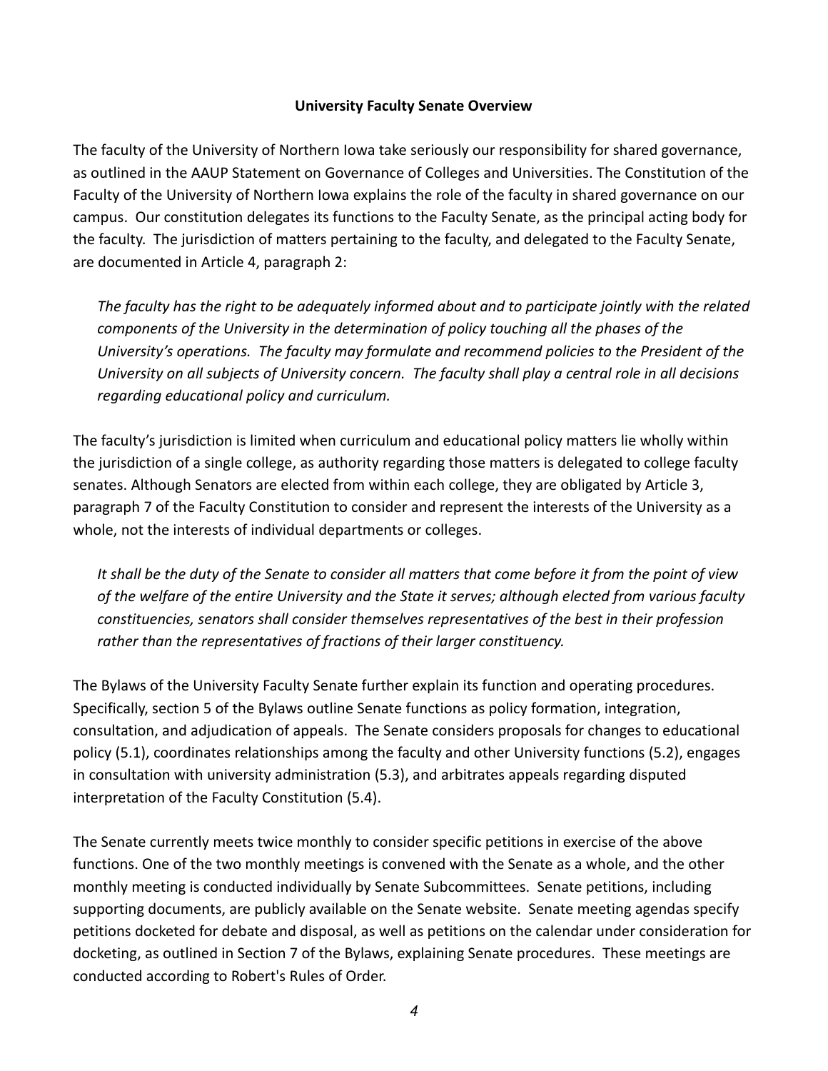**University Faculty Senate Overview**

The faculty of the University of Northern Iowa take seriously our responsibility for shared governance, as outlined in the AAUP Statement on Governance of Colleges and Universities. The Constitution of the Faculty of the University of Northern Iowa explains the role of the faculty in shared governance on our campus. Our constitution delegates its functions to the Faculty Senate, as the principal acting body for the faculty. The jurisdiction of matters pertaining to the faculty, and delegated to the Faculty Senate, are documented in Article 4, paragraph 2:

> *The faculty has the right to be adequately informed about and to participate jointly with the related components of the University in the determination of policy touching all the phases of the University's operations. The faculty may formulate and recommend policies to the President of the University on all subjects of University concern. The faculty shall play a central role in all decisions regarding educational policy and curriculum.*

The faculty's jurisdiction is limited when curriculum and educational policy matters lie wholly within the jurisdiction of a single college, as authority regarding those matters is delegated to college faculty senates. Although Senators are elected from within each college, they are obligated by Article 3, paragraph 7 of the Faculty Constitution to consider and represent the interests of the University as a whole, not the interests of individual departments or colleges.

> *It shall be the duty of the Senate to consider all matters that come before it from the point of view of the welfare of the entire University and the State it serves; although elected from various faculty constituencies, senators shall consider themselves representatives of the best in their profession rather than the representatives of fractions of their larger constituency.*

The Bylaws of the University Faculty Senate further explain its function and operating procedures. Specifically, section 5 of the Bylaws outline Senate functions as policy formation, integration, consultation, and adjudication of appeals. The Senate considers proposals for changes to educational policy (5.1), coordinates relationships among the faculty and other University functions (5.2), engages in consultation with university administration (5.3), and arbitrates appeals regarding disputed interpretation of the Faculty Constitution (5.4).

The Senate currently meets twice monthly to consider specific petitions in exercise of the above functions. One of the two monthly meetings is convened with the Senate as a whole, and the other monthly meeting is conducted individually by Senate Subcommittees. Senate petitions, including supporting documents, are publicly available on the Senate website. Senate meeting agendas specify petitions docketed for debate and disposal, as well as petitions on the calendar under consideration for docketing, as outlined in Section 7 of the Bylaws, explaining Senate procedures. These meetings are conducted according to Robert's Rules of Order.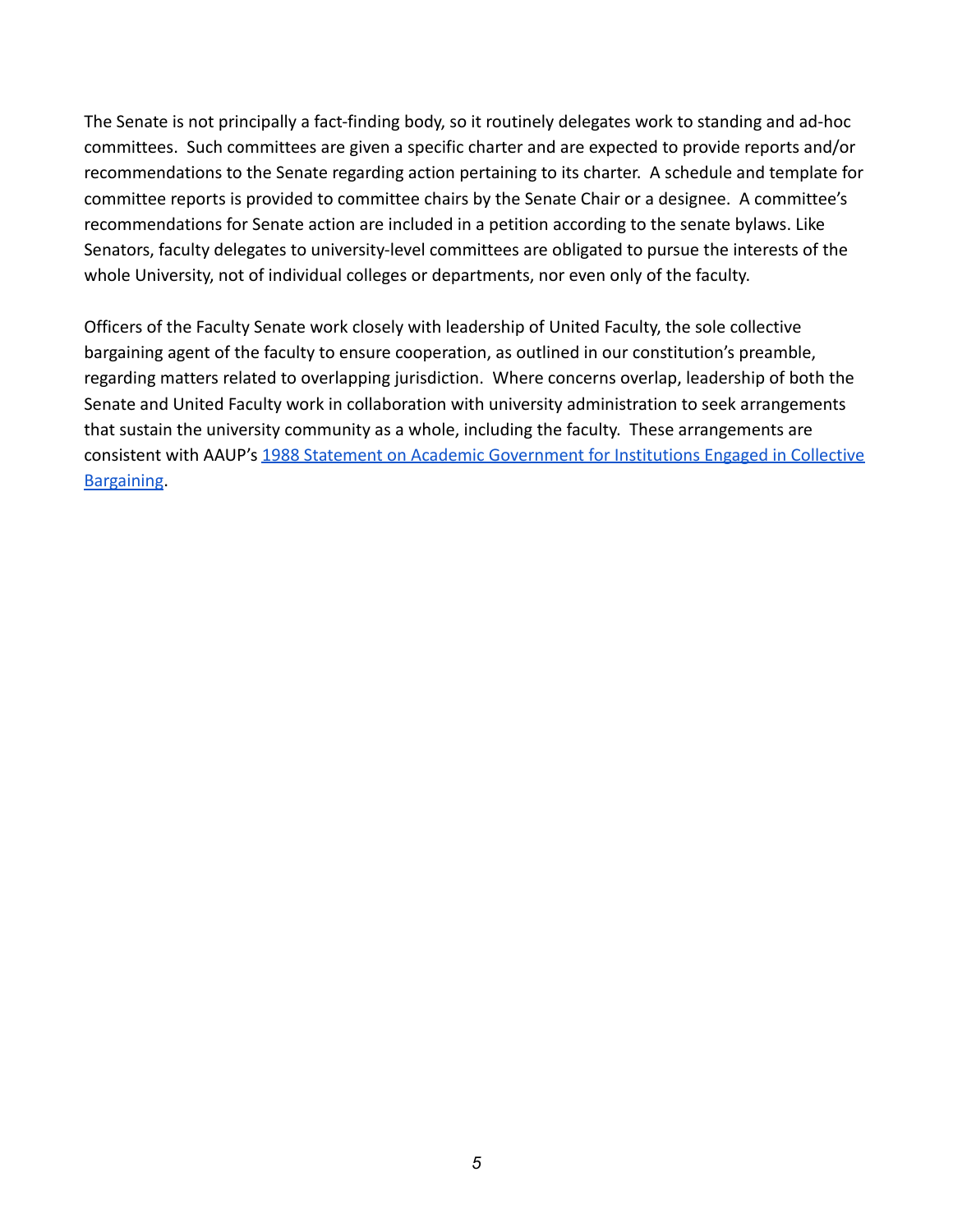The Senate is not principally a fact-finding body, so it routinely delegates work to standing and ad-hoc committees. Such committees are given a specific charter and are expected to provide reports and/or recommendations to the Senate regarding action pertaining to its charter. A schedule and template for committee reports is provided to committee chairs by the Senate Chair or a designee. A committee's recommendations for Senate action are included in a petition according to the senate bylaws. Like Senators, faculty delegates to university-level committees are obligated to pursue the interests of the whole University, not of individual colleges or departments, nor even only of the faculty.

Officers of the Faculty Senate work closely with leadership of United Faculty, the sole collective bargaining agent of the faculty to ensure cooperation, as outlined in our constitution's preamble, regarding matters related to overlapping jurisdiction. Where concerns overlap, leadership of both the Senate and United Faculty work in collaboration with university administration to seek arrangements that sustain the university community as a whole, including the faculty. These arrangements are consistent with AAUP's [1988 Statement on Academic Government for Institutions Engaged in Collective Bargaining](#).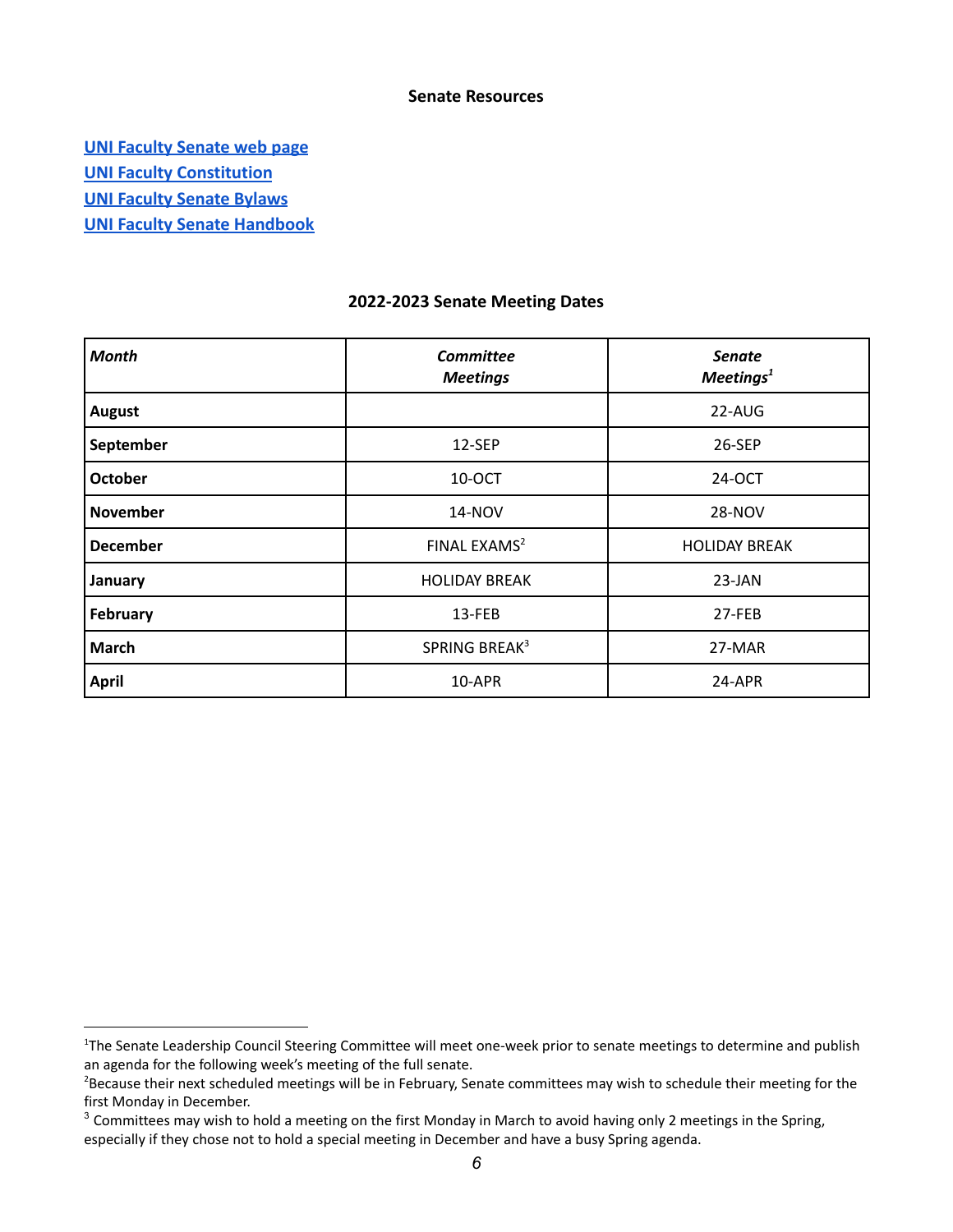## Senate Resources

[UNI Faculty Senate web page](#)
[UNI Faculty Constitution](#)
[UNI Faculty Senate Bylaws](#)
[UNI Faculty Senate Handbook](#)

## 2022-2023 Senate Meeting Dates

| *Month* | *Committee Meetings* | *Senate Meetings*[1] |
|---|---|---|
| **August** | | 22-AUG |
| **September** | 12-SEP | 26-SEP |
| **October** | 10-OCT | 24-OCT |
| **November** | 14-NOV | 28-NOV |
| **December** | FINAL EXAMS[2] | HOLIDAY BREAK |
| **January** | HOLIDAY BREAK | 23-JAN |
| **February** | 13-FEB | 27-FEB |
| **March** | SPRING BREAK[3] | 27-MAR |
| **April** | 10-APR | 24-APR |

---

[1]The Senate Leadership Council Steering Committee will meet one-week prior to senate meetings to determine and publish an agenda for the following week's meeting of the full senate.
[2]Because their next scheduled meetings will be in February, Senate committees may wish to schedule their meeting for the first Monday in December.
[3] Committees may wish to hold a meeting on the first Monday in March to avoid having only 2 meetings in the Spring, especially if they chose not to hold a special meeting in December and have a busy Spring agenda.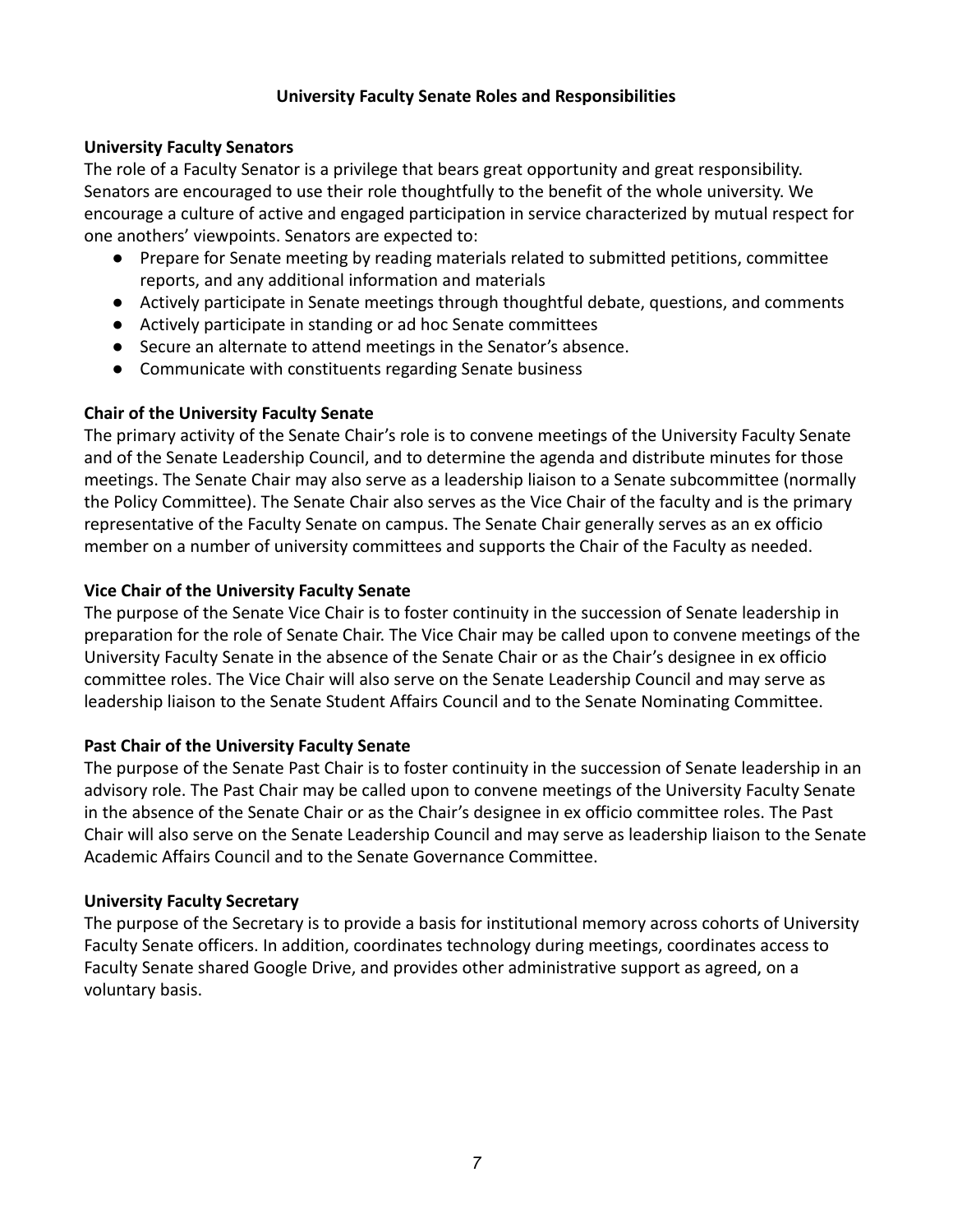## University Faculty Senate Roles and Responsibilities

### University Faculty Senators

The role of a Faculty Senator is a privilege that bears great opportunity and great responsibility. Senators are encouraged to use their role thoughtfully to the benefit of the whole university. We encourage a culture of active and engaged participation in service characterized by mutual respect for one anothers' viewpoints. Senators are expected to:

- Prepare for Senate meeting by reading materials related to submitted petitions, committee reports, and any additional information and materials
- Actively participate in Senate meetings through thoughtful debate, questions, and comments
- Actively participate in standing or ad hoc Senate committees
- Secure an alternate to attend meetings in the Senator's absence.
- Communicate with constituents regarding Senate business

### Chair of the University Faculty Senate

The primary activity of the Senate Chair's role is to convene meetings of the University Faculty Senate and of the Senate Leadership Council, and to determine the agenda and distribute minutes for those meetings. The Senate Chair may also serve as a leadership liaison to a Senate subcommittee (normally the Policy Committee). The Senate Chair also serves as the Vice Chair of the faculty and is the primary representative of the Faculty Senate on campus. The Senate Chair generally serves as an ex officio member on a number of university committees and supports the Chair of the Faculty as needed.

### Vice Chair of the University Faculty Senate

The purpose of the Senate Vice Chair is to foster continuity in the succession of Senate leadership in preparation for the role of Senate Chair. The Vice Chair may be called upon to convene meetings of the University Faculty Senate in the absence of the Senate Chair or as the Chair's designee in ex officio committee roles. The Vice Chair will also serve on the Senate Leadership Council and may serve as leadership liaison to the Senate Student Affairs Council and to the Senate Nominating Committee.

### Past Chair of the University Faculty Senate

The purpose of the Senate Past Chair is to foster continuity in the succession of Senate leadership in an advisory role. The Past Chair may be called upon to convene meetings of the University Faculty Senate in the absence of the Senate Chair or as the Chair's designee in ex officio committee roles. The Past Chair will also serve on the Senate Leadership Council and may serve as leadership liaison to the Senate Academic Affairs Council and to the Senate Governance Committee.

### University Faculty Secretary

The purpose of the Secretary is to provide a basis for institutional memory across cohorts of University Faculty Senate officers. In addition, coordinates technology during meetings, coordinates access to Faculty Senate shared Google Drive, and provides other administrative support as agreed, on a voluntary basis.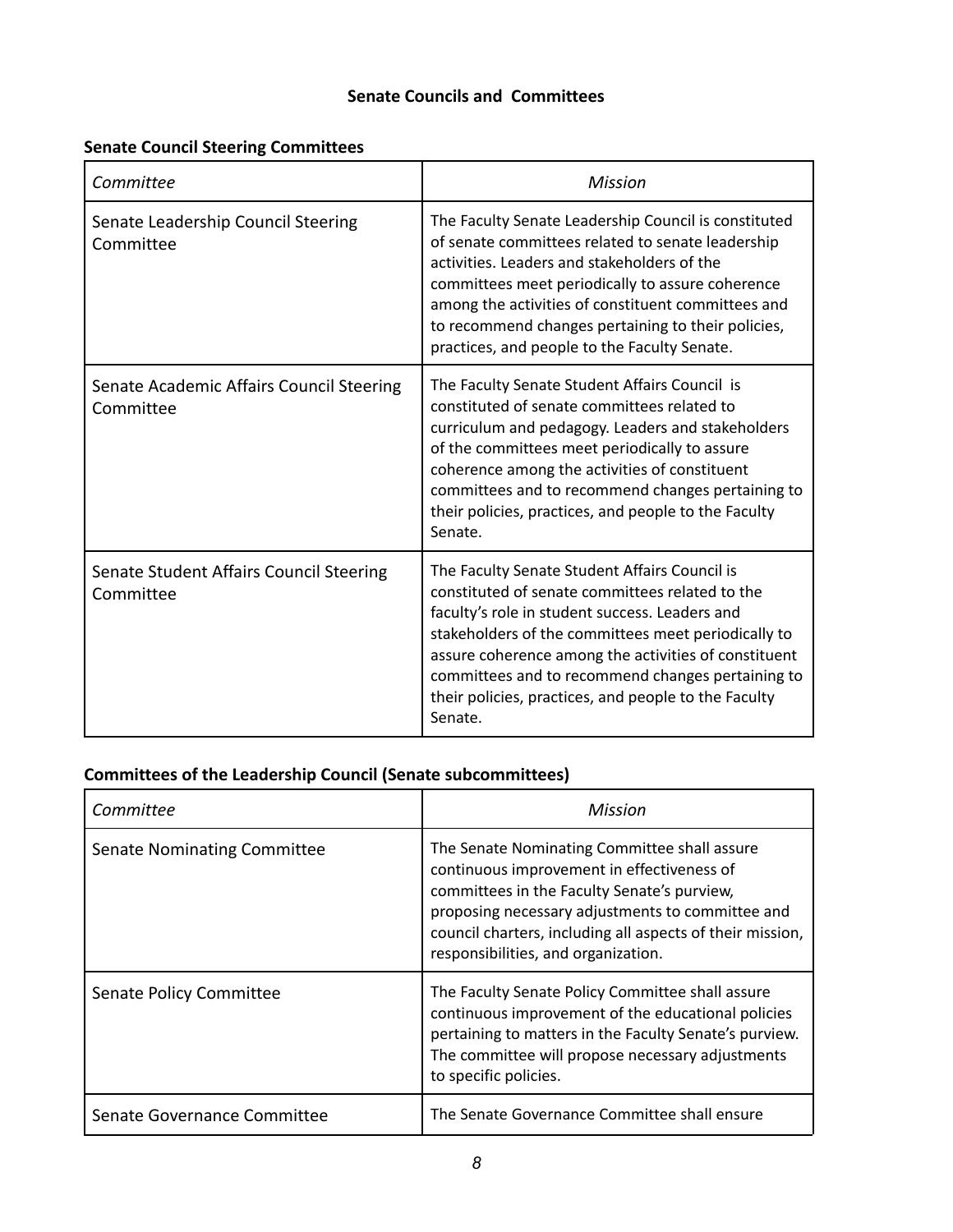## Senate Councils and Committees

### Senate Council Steering Committees

| *Committee* | *Mission* |
| --- | --- |
| Senate Leadership Council Steering Committee | The Faculty Senate Leadership Council is constituted of senate committees related to senate leadership activities. Leaders and stakeholders of the committees meet periodically to assure coherence among the activities of constituent committees and to recommend changes pertaining to their policies, practices, and people to the Faculty Senate. |
| Senate Academic Affairs Council Steering Committee | The Faculty Senate Student Affairs Council is constituted of senate committees related to curriculum and pedagogy. Leaders and stakeholders of the committees meet periodically to assure coherence among the activities of constituent committees and to recommend changes pertaining to their policies, practices, and people to the Faculty Senate. |
| Senate Student Affairs Council Steering Committee | The Faculty Senate Student Affairs Council is constituted of senate committees related to the faculty's role in student success. Leaders and stakeholders of the committees meet periodically to assure coherence among the activities of constituent committees and to recommend changes pertaining to their policies, practices, and people to the Faculty Senate. |

### Committees of the Leadership Council (Senate subcommittees)

| *Committee* | *Mission* |
| --- | --- |
| Senate Nominating Committee | The Senate Nominating Committee shall assure continuous improvement in effectiveness of committees in the Faculty Senate's purview, proposing necessary adjustments to committee and council charters, including all aspects of their mission, responsibilities, and organization. |
| Senate Policy Committee | The Faculty Senate Policy Committee shall assure continuous improvement of the educational policies pertaining to matters in the Faculty Senate's purview. The committee will propose necessary adjustments to specific policies. |
| Senate Governance Committee | The Senate Governance Committee shall ensure |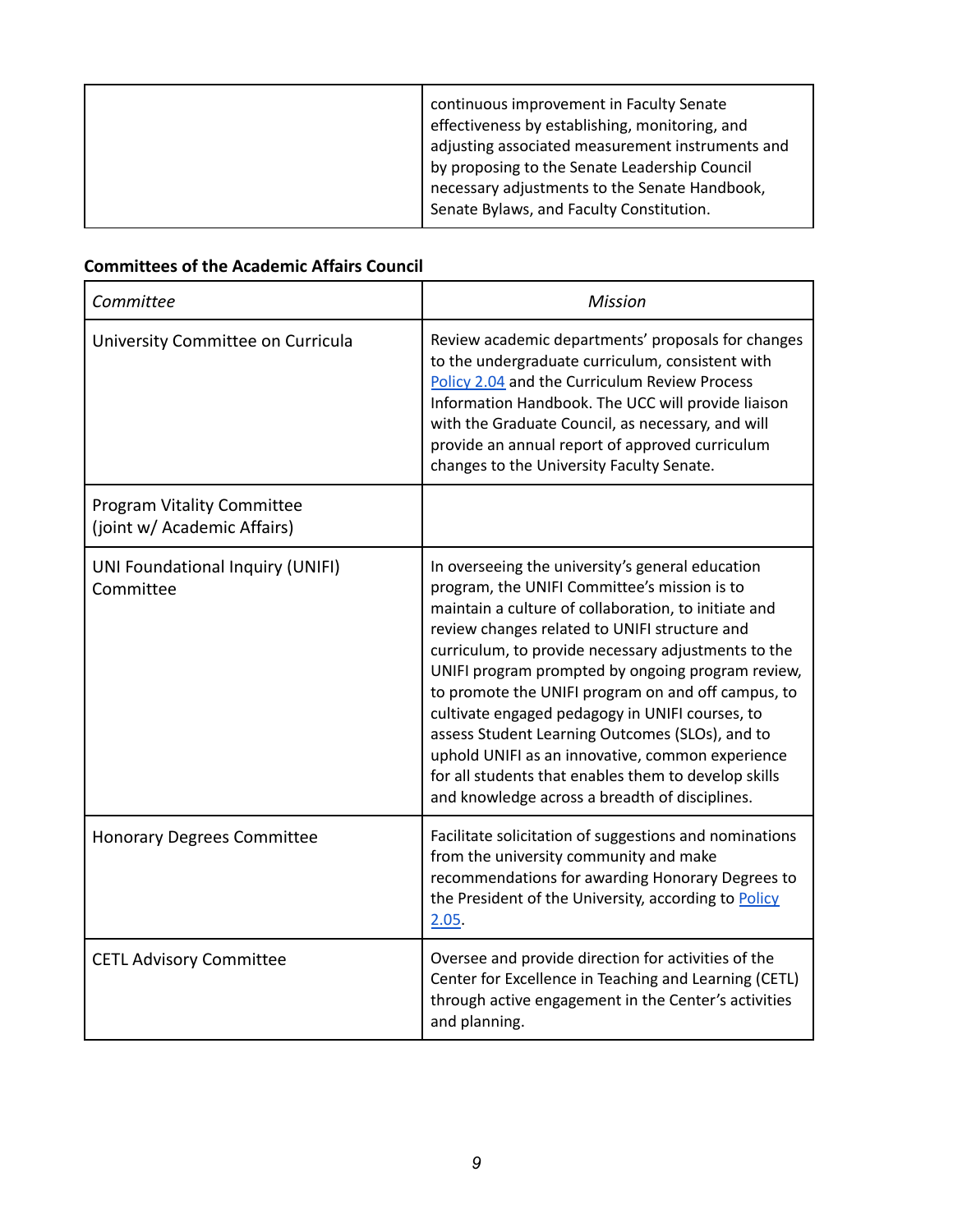| | |
|---|---|
| | continuous improvement in Faculty Senate effectiveness by establishing, monitoring, and adjusting associated measurement instruments and by proposing to the Senate Leadership Council necessary adjustments to the Senate Handbook, Senate Bylaws, and Faculty Constitution. |

**Committees of the Academic Affairs Council**

| *Committee* | *Mission* |
|---|---|
| University Committee on Curricula | Review academic departments' proposals for changes to the undergraduate curriculum, consistent with Policy 2.04 and the Curriculum Review Process Information Handbook. The UCC will provide liaison with the Graduate Council, as necessary, and will provide an annual report of approved curriculum changes to the University Faculty Senate. |
| Program Vitality Committee (joint w/ Academic Affairs) | |
| UNI Foundational Inquiry (UNIFI) Committee | In overseeing the university's general education program, the UNIFI Committee's mission is to maintain a culture of collaboration, to initiate and review changes related to UNIFI structure and curriculum, to provide necessary adjustments to the UNIFI program prompted by ongoing program review, to promote the UNIFI program on and off campus, to cultivate engaged pedagogy in UNIFI courses, to assess Student Learning Outcomes (SLOs), and to uphold UNIFI as an innovative, common experience for all students that enables them to develop skills and knowledge across a breadth of disciplines. |
| Honorary Degrees Committee | Facilitate solicitation of suggestions and nominations from the university community and make recommendations for awarding Honorary Degrees to the President of the University, according to Policy 2.05. |
| CETL Advisory Committee | Oversee and provide direction for activities of the Center for Excellence in Teaching and Learning (CETL) through active engagement in the Center's activities and planning. |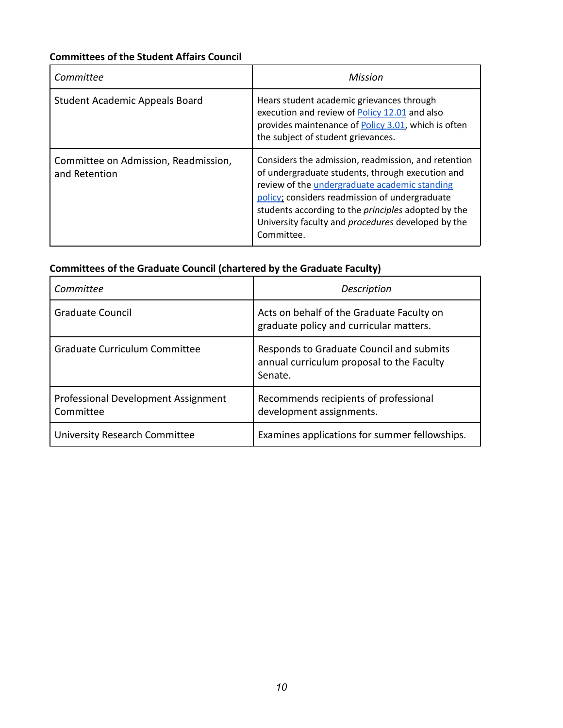**Committees of the Student Affairs Council**

| *Committee* | *Mission* |
|---|---|
| Student Academic Appeals Board | Hears student academic grievances through execution and review of Policy 12.01 and also provides maintenance of Policy 3.01, which is often the subject of student grievances. |
| Committee on Admission, Readmission, and Retention | Considers the admission, readmission, and retention of undergraduate students, through execution and review of the undergraduate academic standing policy; considers readmission of undergraduate students according to the *principles* adopted by the University faculty and *procedures* developed by the Committee. |

**Committees of the Graduate Council (chartered by the Graduate Faculty)**

| *Committee* | *Description* |
|---|---|
| Graduate Council | Acts on behalf of the Graduate Faculty on graduate policy and curricular matters. |
| Graduate Curriculum Committee | Responds to Graduate Council and submits annual curriculum proposal to the Faculty Senate. |
| Professional Development Assignment Committee | Recommends recipients of professional development assignments. |
| University Research Committee | Examines applications for summer fellowships. |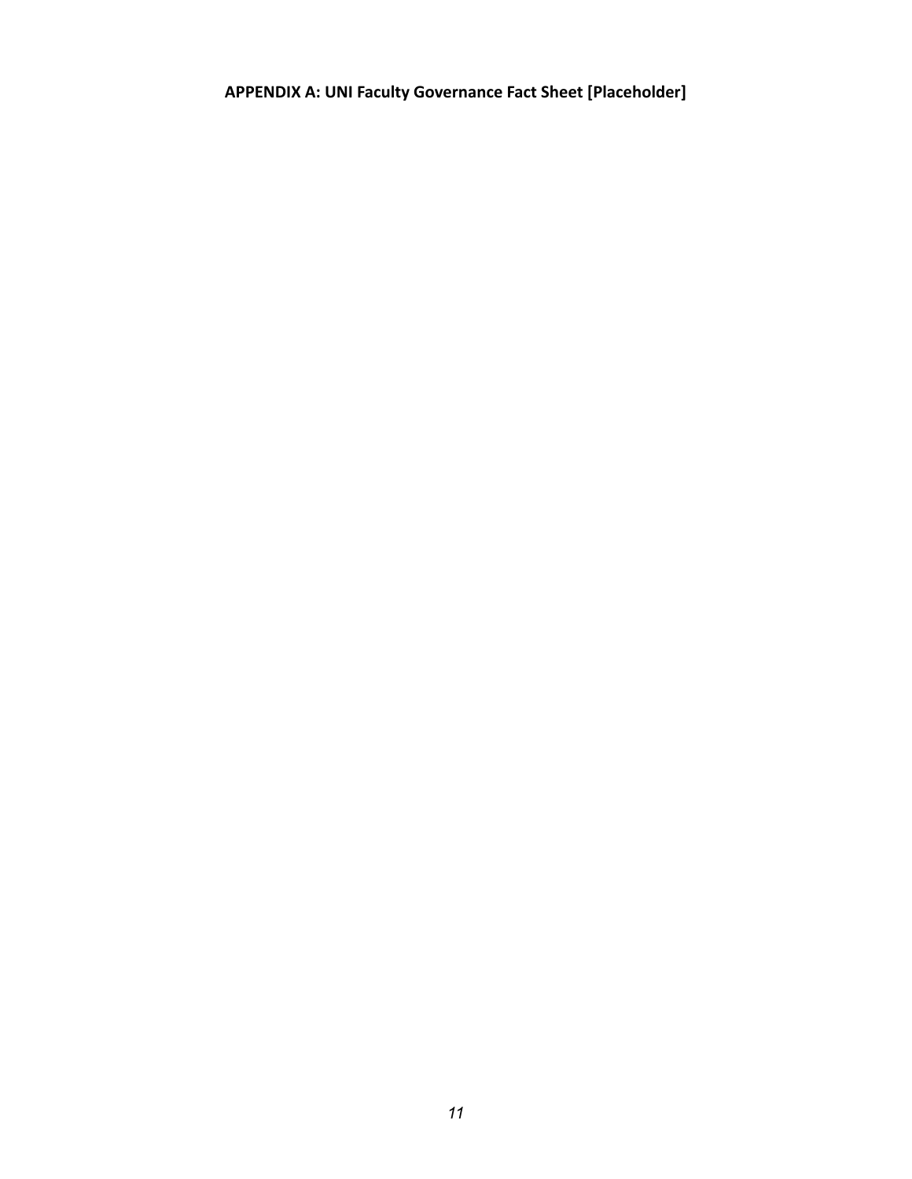**APPENDIX A: UNI Faculty Governance Fact Sheet [Placeholder]**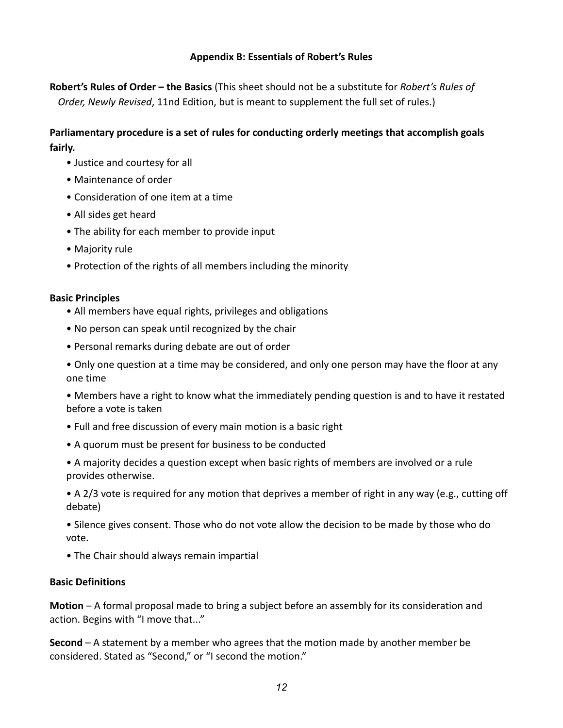## Appendix B: Essentials of Robert's Rules

**Robert's Rules of Order – the Basics** (This sheet should not be a substitute for *Robert's Rules of Order, Newly Revised*, 11nd Edition, but is meant to supplement the full set of rules.)

**Parliamentary procedure is a set of rules for conducting orderly meetings that accomplish goals fairly.**

- Justice and courtesy for all
- Maintenance of order
- Consideration of one item at a time
- All sides get heard
- The ability for each member to provide input
- Majority rule
- Protection of the rights of all members including the minority

**Basic Principles**

- All members have equal rights, privileges and obligations
- No person can speak until recognized by the chair
- Personal remarks during debate are out of order
- Only one question at a time may be considered, and only one person may have the floor at any one time
- Members have a right to know what the immediately pending question is and to have it restated before a vote is taken
- Full and free discussion of every main motion is a basic right
- A quorum must be present for business to be conducted
- A majority decides a question except when basic rights of members are involved or a rule provides otherwise.
- A 2/3 vote is required for any motion that deprives a member of right in any way (e.g., cutting off debate)
- Silence gives consent. Those who do not vote allow the decision to be made by those who do vote.
- The Chair should always remain impartial

**Basic Definitions**

**Motion** – A formal proposal made to bring a subject before an assembly for its consideration and action. Begins with "I move that..."

**Second** – A statement by a member who agrees that the motion made by another member be considered. Stated as "Second," or "I second the motion."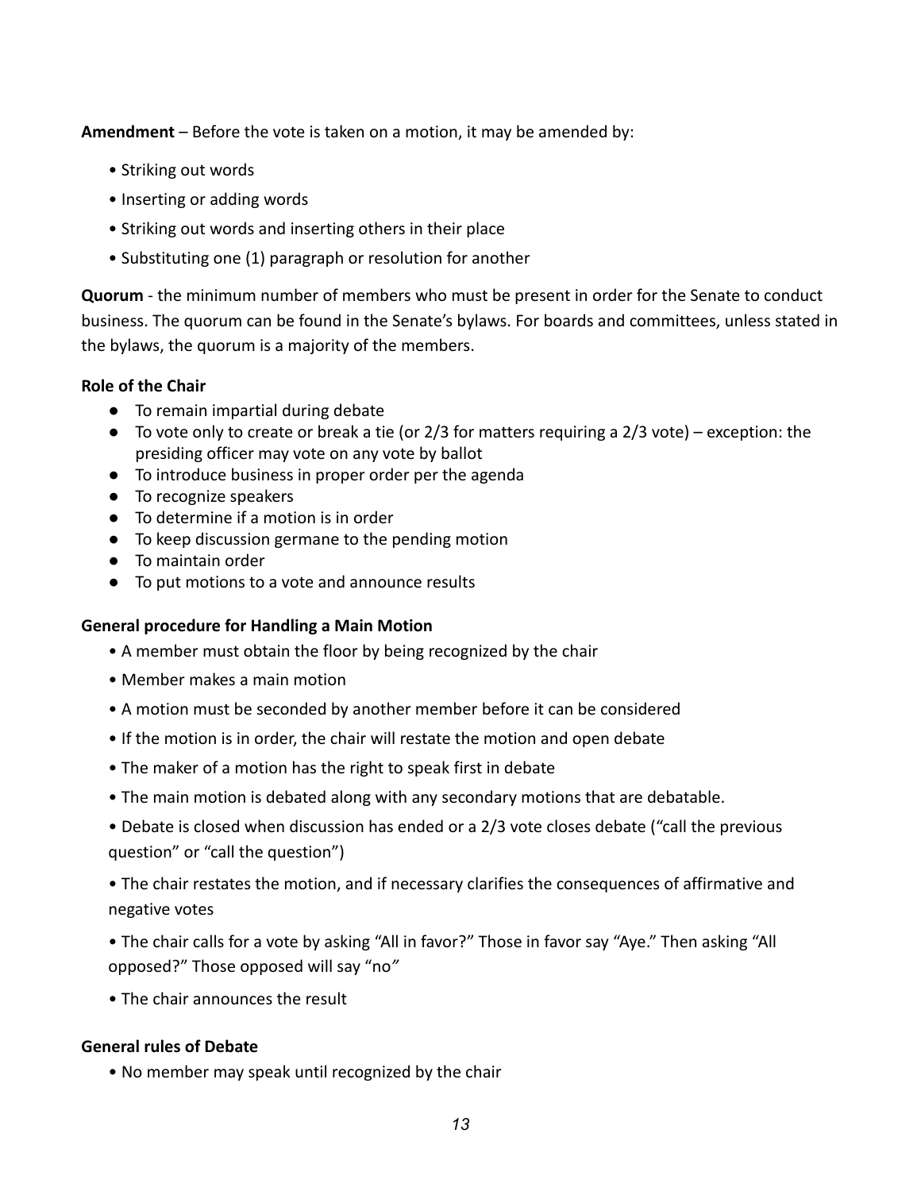**Amendment** – Before the vote is taken on a motion, it may be amended by:

- Striking out words
- Inserting or adding words
- Striking out words and inserting others in their place
- Substituting one (1) paragraph or resolution for another

**Quorum** - the minimum number of members who must be present in order for the Senate to conduct business. The quorum can be found in the Senate's bylaws. For boards and committees, unless stated in the bylaws, the quorum is a majority of the members.

**Role of the Chair**

- To remain impartial during debate
- To vote only to create or break a tie (or 2/3 for matters requiring a 2/3 vote) – exception: the presiding officer may vote on any vote by ballot
- To introduce business in proper order per the agenda
- To recognize speakers
- To determine if a motion is in order
- To keep discussion germane to the pending motion
- To maintain order
- To put motions to a vote and announce results

**General procedure for Handling a Main Motion**

- A member must obtain the floor by being recognized by the chair
- Member makes a main motion
- A motion must be seconded by another member before it can be considered
- If the motion is in order, the chair will restate the motion and open debate
- The maker of a motion has the right to speak first in debate
- The main motion is debated along with any secondary motions that are debatable.
- Debate is closed when discussion has ended or a 2/3 vote closes debate ("call the previous question" or "call the question")
- The chair restates the motion, and if necessary clarifies the consequences of affirmative and negative votes
- The chair calls for a vote by asking "All in favor?" Those in favor say "Aye." Then asking "All opposed?" Those opposed will say "no"
- The chair announces the result

**General rules of Debate**

- No member may speak until recognized by the chair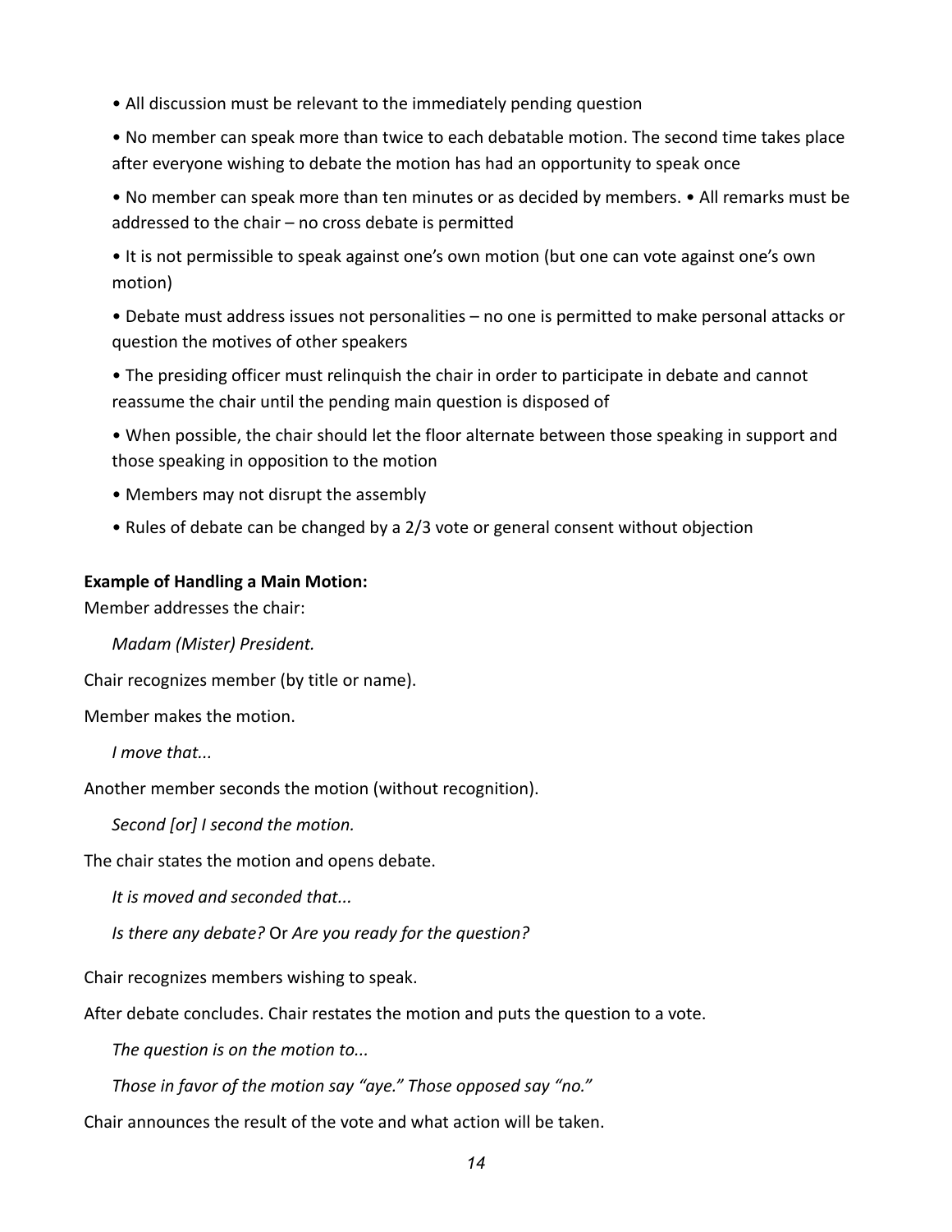- All discussion must be relevant to the immediately pending question
- No member can speak more than twice to each debatable motion. The second time takes place after everyone wishing to debate the motion has had an opportunity to speak once
- No member can speak more than ten minutes or as decided by members. • All remarks must be addressed to the chair – no cross debate is permitted
- It is not permissible to speak against one's own motion (but one can vote against one's own motion)
- Debate must address issues not personalities – no one is permitted to make personal attacks or question the motives of other speakers
- The presiding officer must relinquish the chair in order to participate in debate and cannot reassume the chair until the pending main question is disposed of
- When possible, the chair should let the floor alternate between those speaking in support and those speaking in opposition to the motion
- Members may not disrupt the assembly
- Rules of debate can be changed by a 2/3 vote or general consent without objection

**Example of Handling a Main Motion:**

Member addresses the chair:

*Madam (Mister) President.*

Chair recognizes member (by title or name).

Member makes the motion.

*I move that...*

Another member seconds the motion (without recognition).

*Second [or] I second the motion.*

The chair states the motion and opens debate.

*It is moved and seconded that...*

*Is there any debate?* Or *Are you ready for the question?*

Chair recognizes members wishing to speak.

After debate concludes. Chair restates the motion and puts the question to a vote.

*The question is on the motion to...*

*Those in favor of the motion say "aye." Those opposed say "no."*

Chair announces the result of the vote and what action will be taken.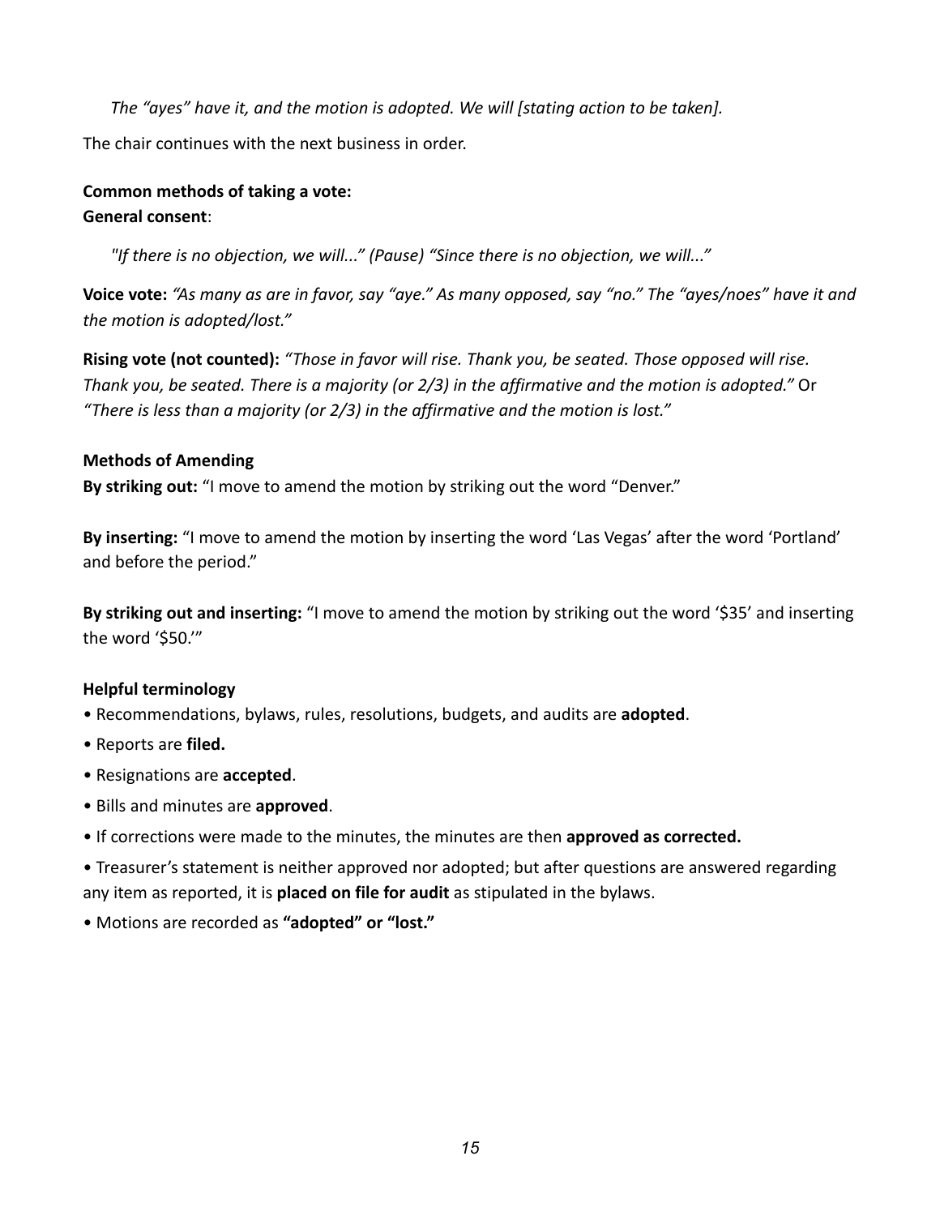*The “ayes” have it, and the motion is adopted. We will [stating action to be taken].*

The chair continues with the next business in order.

**Common methods of taking a vote:**
**General consent**:

*"If there is no objection, we will..." (Pause) “Since there is no objection, we will..."*

**Voice vote:** *“As many as are in favor, say “aye.” As many opposed, say “no.” The “ayes/noes” have it and the motion is adopted/lost.”*

**Rising vote (not counted):** *“Those in favor will rise. Thank you, be seated. Those opposed will rise. Thank you, be seated. There is a majority (or 2/3) in the affirmative and the motion is adopted.”* Or *“There is less than a majority (or 2/3) in the affirmative and the motion is lost.”*

**Methods of Amending**

**By striking out:** “I move to amend the motion by striking out the word “Denver.”

**By inserting:** “I move to amend the motion by inserting the word ‘Las Vegas’ after the word ‘Portland’ and before the period.”

**By striking out and inserting:** “I move to amend the motion by striking out the word ‘$35’ and inserting the word ‘$50.’”

**Helpful terminology**

- Recommendations, bylaws, rules, resolutions, budgets, and audits are **adopted**.
- Reports are **filed.**
- Resignations are **accepted**.
- Bills and minutes are **approved**.
- If corrections were made to the minutes, the minutes are then **approved as corrected.**
- Treasurer’s statement is neither approved nor adopted; but after questions are answered regarding any item as reported, it is **placed on file for audit** as stipulated in the bylaws.
- Motions are recorded as **“adopted” or “lost.”**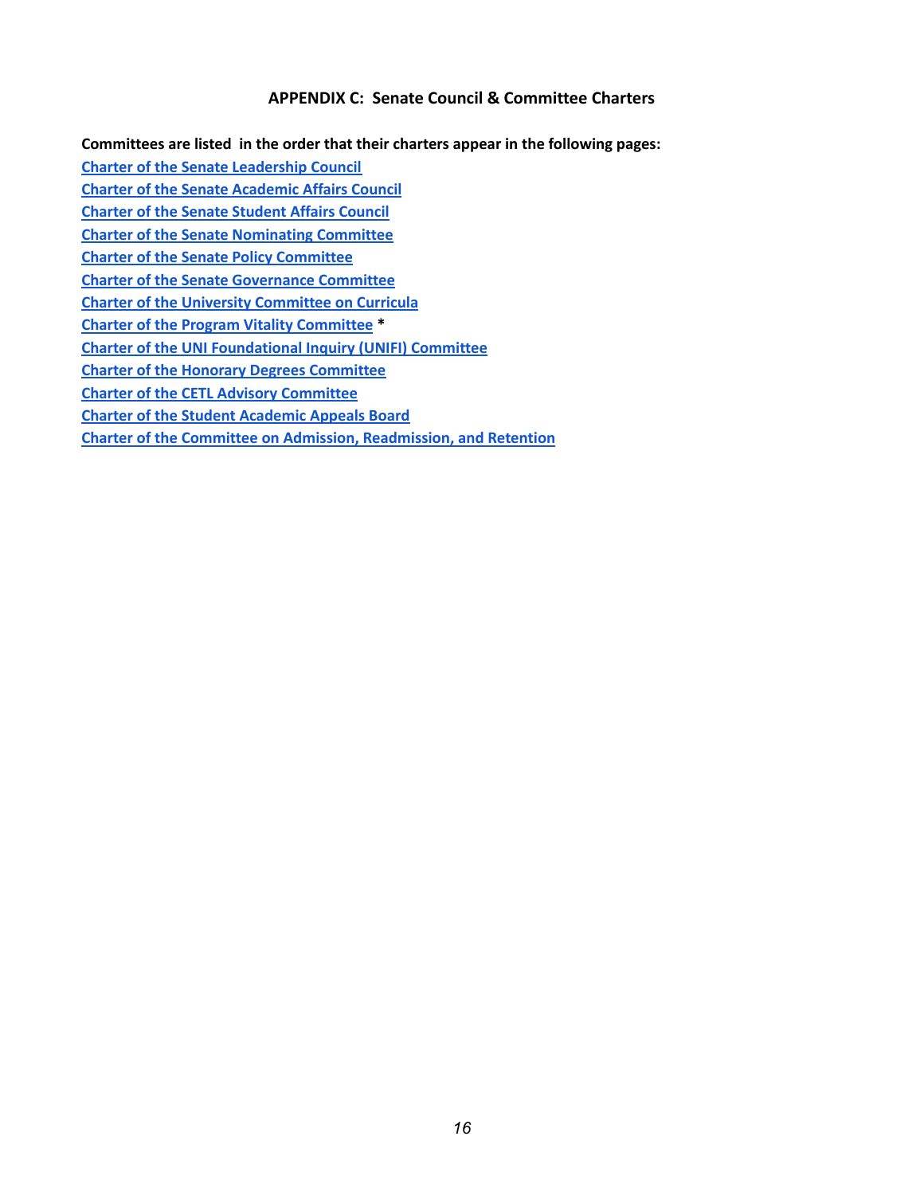## APPENDIX C: Senate Council & Committee Charters

**Committees are listed in the order that their charters appear in the following pages:**

Charter of the Senate Leadership Council
Charter of the Senate Academic Affairs Council
Charter of the Senate Student Affairs Council
Charter of the Senate Nominating Committee
Charter of the Senate Policy Committee
Charter of the Senate Governance Committee
Charter of the University Committee on Curricula
Charter of the Program Vitality Committee *
Charter of the UNI Foundational Inquiry (UNIFI) Committee
Charter of the Honorary Degrees Committee
Charter of the CETL Advisory Committee
Charter of the Student Academic Appeals Board
Charter of the Committee on Admission, Readmission, and Retention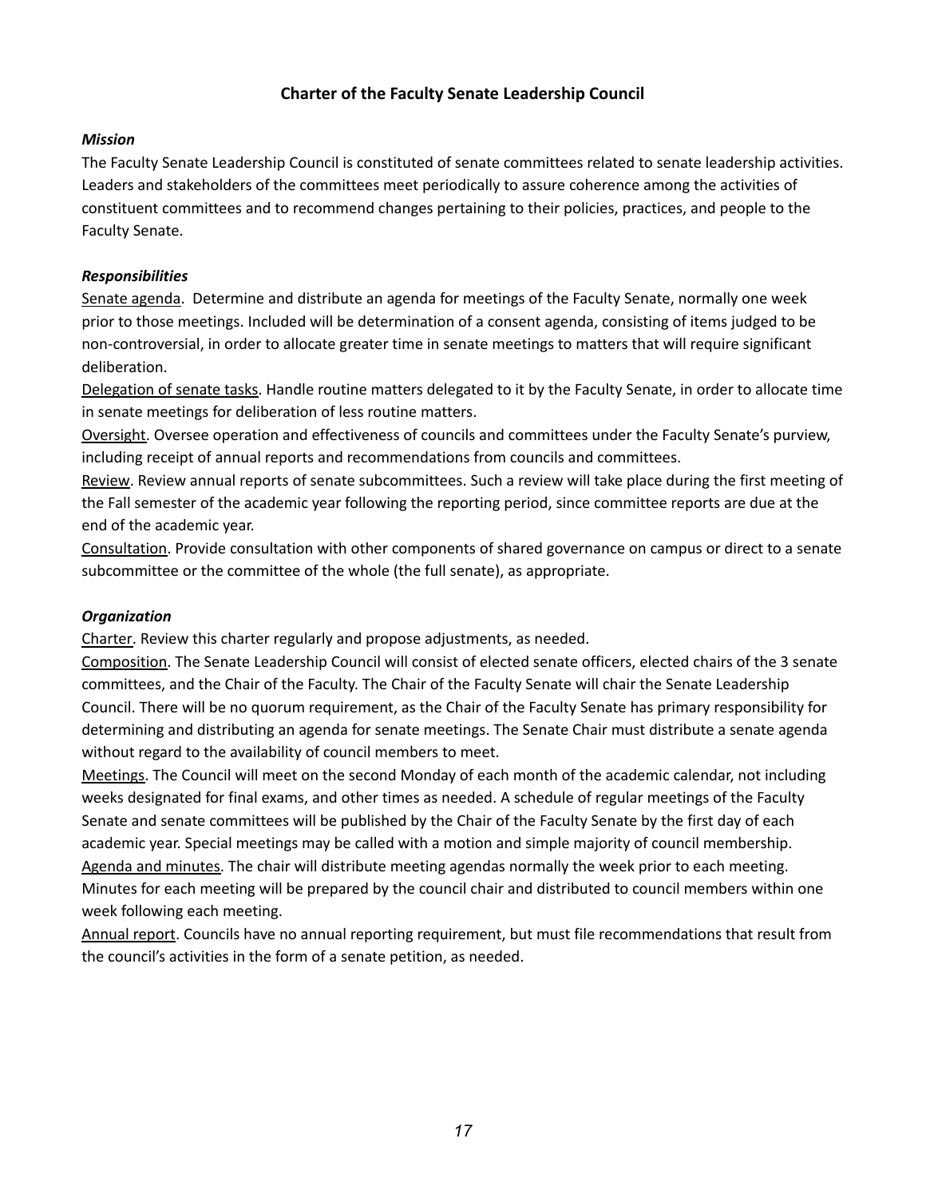## Charter of the Faculty Senate Leadership Council

### *Mission*

The Faculty Senate Leadership Council is constituted of senate committees related to senate leadership activities. Leaders and stakeholders of the committees meet periodically to assure coherence among the activities of constituent committees and to recommend changes pertaining to their policies, practices, and people to the Faculty Senate.

### *Responsibilities*

Senate agenda. Determine and distribute an agenda for meetings of the Faculty Senate, normally one week prior to those meetings. Included will be determination of a consent agenda, consisting of items judged to be non-controversial, in order to allocate greater time in senate meetings to matters that will require significant deliberation.

Delegation of senate tasks. Handle routine matters delegated to it by the Faculty Senate, in order to allocate time in senate meetings for deliberation of less routine matters.

Oversight. Oversee operation and effectiveness of councils and committees under the Faculty Senate's purview, including receipt of annual reports and recommendations from councils and committees.

Review. Review annual reports of senate subcommittees. Such a review will take place during the first meeting of the Fall semester of the academic year following the reporting period, since committee reports are due at the end of the academic year.

Consultation. Provide consultation with other components of shared governance on campus or direct to a senate subcommittee or the committee of the whole (the full senate), as appropriate.

### *Organization*

Charter. Review this charter regularly and propose adjustments, as needed.

Composition. The Senate Leadership Council will consist of elected senate officers, elected chairs of the 3 senate committees, and the Chair of the Faculty. The Chair of the Faculty Senate will chair the Senate Leadership Council. There will be no quorum requirement, as the Chair of the Faculty Senate has primary responsibility for determining and distributing an agenda for senate meetings. The Senate Chair must distribute a senate agenda without regard to the availability of council members to meet.

Meetings. The Council will meet on the second Monday of each month of the academic calendar, not including weeks designated for final exams, and other times as needed. A schedule of regular meetings of the Faculty Senate and senate committees will be published by the Chair of the Faculty Senate by the first day of each academic year. Special meetings may be called with a motion and simple majority of council membership.

Agenda and minutes. The chair will distribute meeting agendas normally the week prior to each meeting. Minutes for each meeting will be prepared by the council chair and distributed to council members within one week following each meeting.

Annual report. Councils have no annual reporting requirement, but must file recommendations that result from the council's activities in the form of a senate petition, as needed.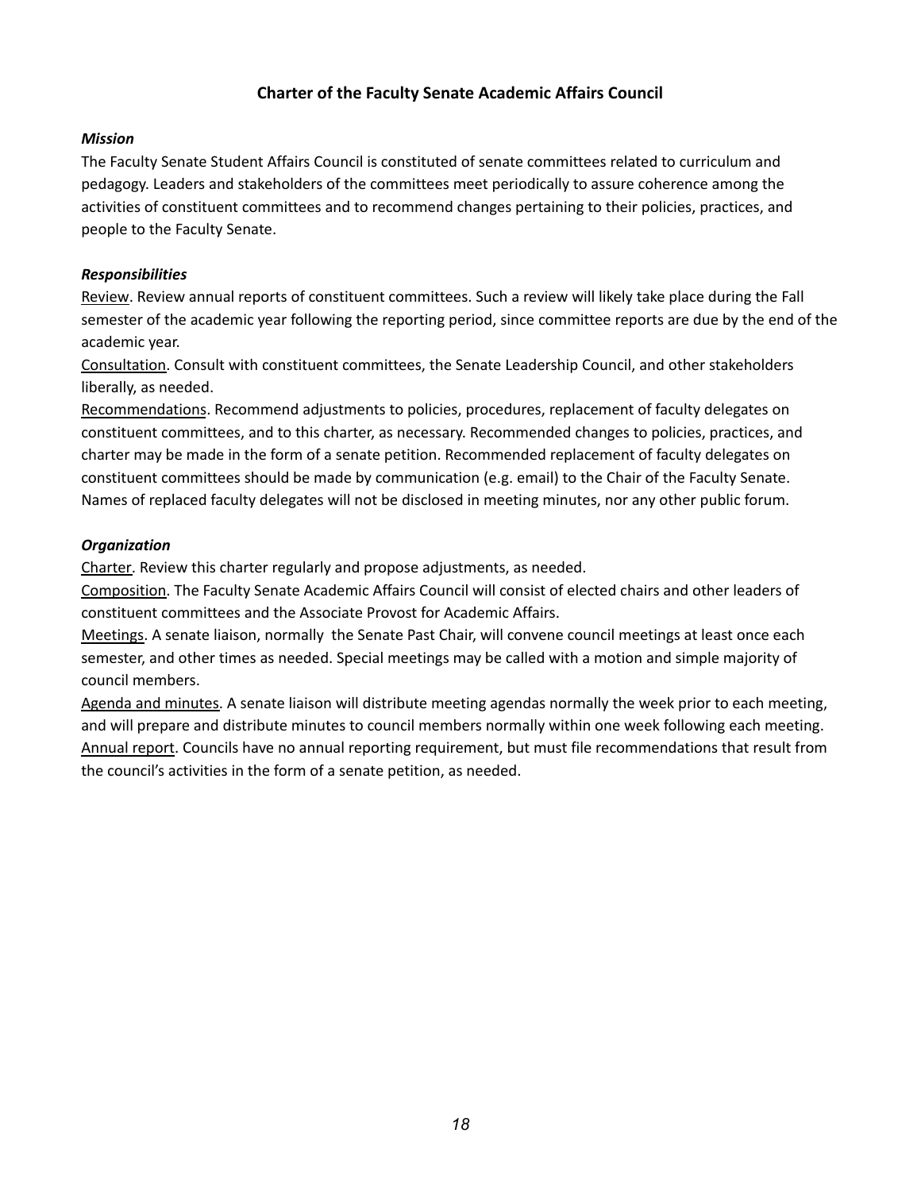## Charter of the Faculty Senate Academic Affairs Council

***Mission***

The Faculty Senate Student Affairs Council is constituted of senate committees related to curriculum and pedagogy. Leaders and stakeholders of the committees meet periodically to assure coherence among the activities of constituent committees and to recommend changes pertaining to their policies, practices, and people to the Faculty Senate.

***Responsibilities***

Review. Review annual reports of constituent committees. Such a review will likely take place during the Fall semester of the academic year following the reporting period, since committee reports are due by the end of the academic year.

Consultation. Consult with constituent committees, the Senate Leadership Council, and other stakeholders liberally, as needed.

Recommendations. Recommend adjustments to policies, procedures, replacement of faculty delegates on constituent committees, and to this charter, as necessary. Recommended changes to policies, practices, and charter may be made in the form of a senate petition. Recommended replacement of faculty delegates on constituent committees should be made by communication (e.g. email) to the Chair of the Faculty Senate. Names of replaced faculty delegates will not be disclosed in meeting minutes, nor any other public forum.

***Organization***

Charter. Review this charter regularly and propose adjustments, as needed.

Composition. The Faculty Senate Academic Affairs Council will consist of elected chairs and other leaders of constituent committees and the Associate Provost for Academic Affairs.

Meetings. A senate liaison, normally the Senate Past Chair, will convene council meetings at least once each semester, and other times as needed. Special meetings may be called with a motion and simple majority of council members.

Agenda and minutes. A senate liaison will distribute meeting agendas normally the week prior to each meeting, and will prepare and distribute minutes to council members normally within one week following each meeting.

Annual report. Councils have no annual reporting requirement, but must file recommendations that result from the council's activities in the form of a senate petition, as needed.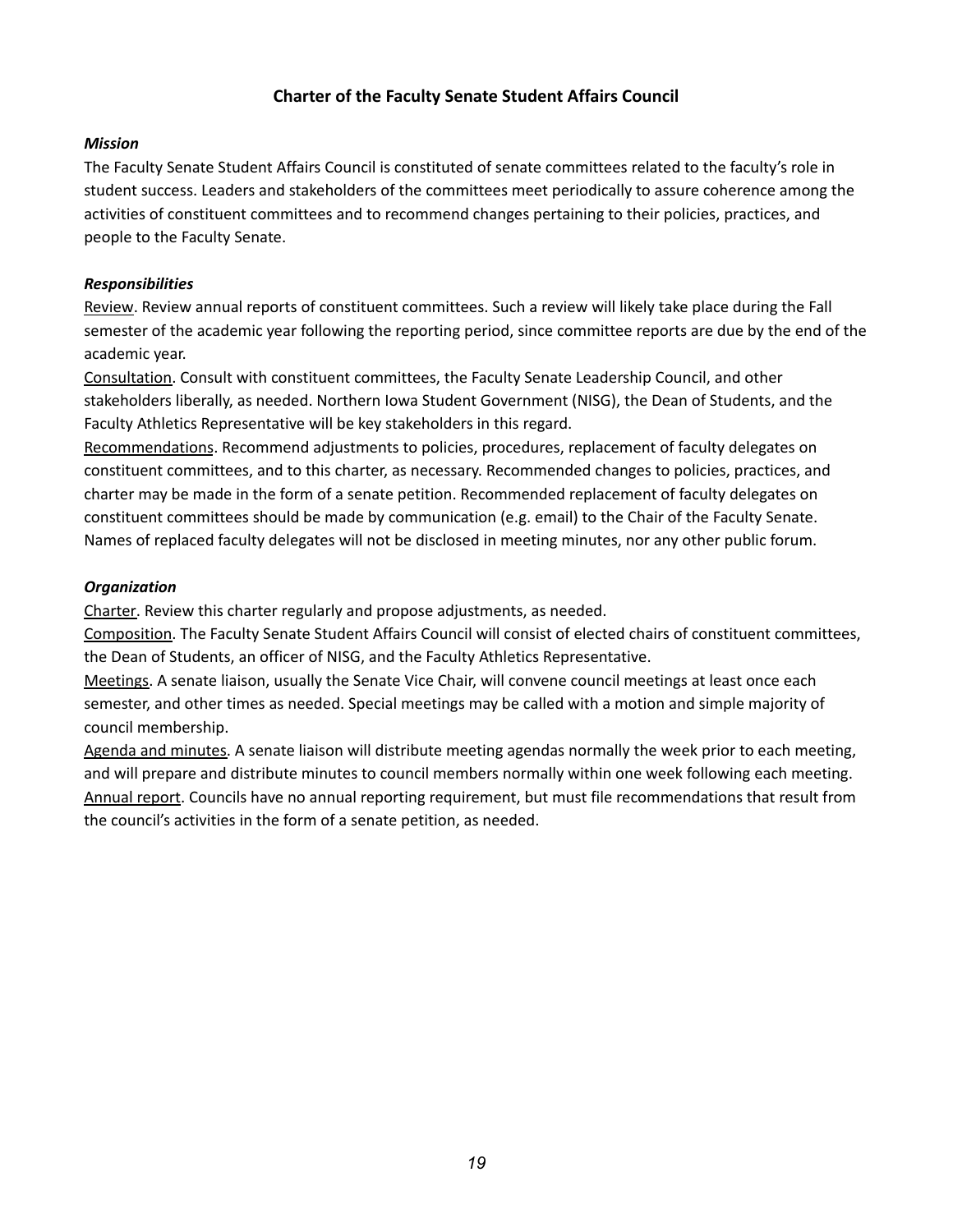## Charter of the Faculty Senate Student Affairs Council

### *Mission*

The Faculty Senate Student Affairs Council is constituted of senate committees related to the faculty's role in student success. Leaders and stakeholders of the committees meet periodically to assure coherence among the activities of constituent committees and to recommend changes pertaining to their policies, practices, and people to the Faculty Senate.

### *Responsibilities*

<u>Review</u>. Review annual reports of constituent committees. Such a review will likely take place during the Fall semester of the academic year following the reporting period, since committee reports are due by the end of the academic year.

<u>Consultation</u>. Consult with constituent committees, the Faculty Senate Leadership Council, and other stakeholders liberally, as needed. Northern Iowa Student Government (NISG), the Dean of Students, and the Faculty Athletics Representative will be key stakeholders in this regard.

<u>Recommendations</u>. Recommend adjustments to policies, procedures, replacement of faculty delegates on constituent committees, and to this charter, as necessary. Recommended changes to policies, practices, and charter may be made in the form of a senate petition. Recommended replacement of faculty delegates on constituent committees should be made by communication (e.g. email) to the Chair of the Faculty Senate. Names of replaced faculty delegates will not be disclosed in meeting minutes, nor any other public forum.

### *Organization*

<u>Charter</u>. Review this charter regularly and propose adjustments, as needed.

<u>Composition</u>. The Faculty Senate Student Affairs Council will consist of elected chairs of constituent committees, the Dean of Students, an officer of NISG, and the Faculty Athletics Representative.

<u>Meetings</u>. A senate liaison, usually the Senate Vice Chair, will convene council meetings at least once each semester, and other times as needed. Special meetings may be called with a motion and simple majority of council membership.

<u>Agenda and minutes</u>. A senate liaison will distribute meeting agendas normally the week prior to each meeting, and will prepare and distribute minutes to council members normally within one week following each meeting.

<u>Annual report</u>. Councils have no annual reporting requirement, but must file recommendations that result from the council's activities in the form of a senate petition, as needed.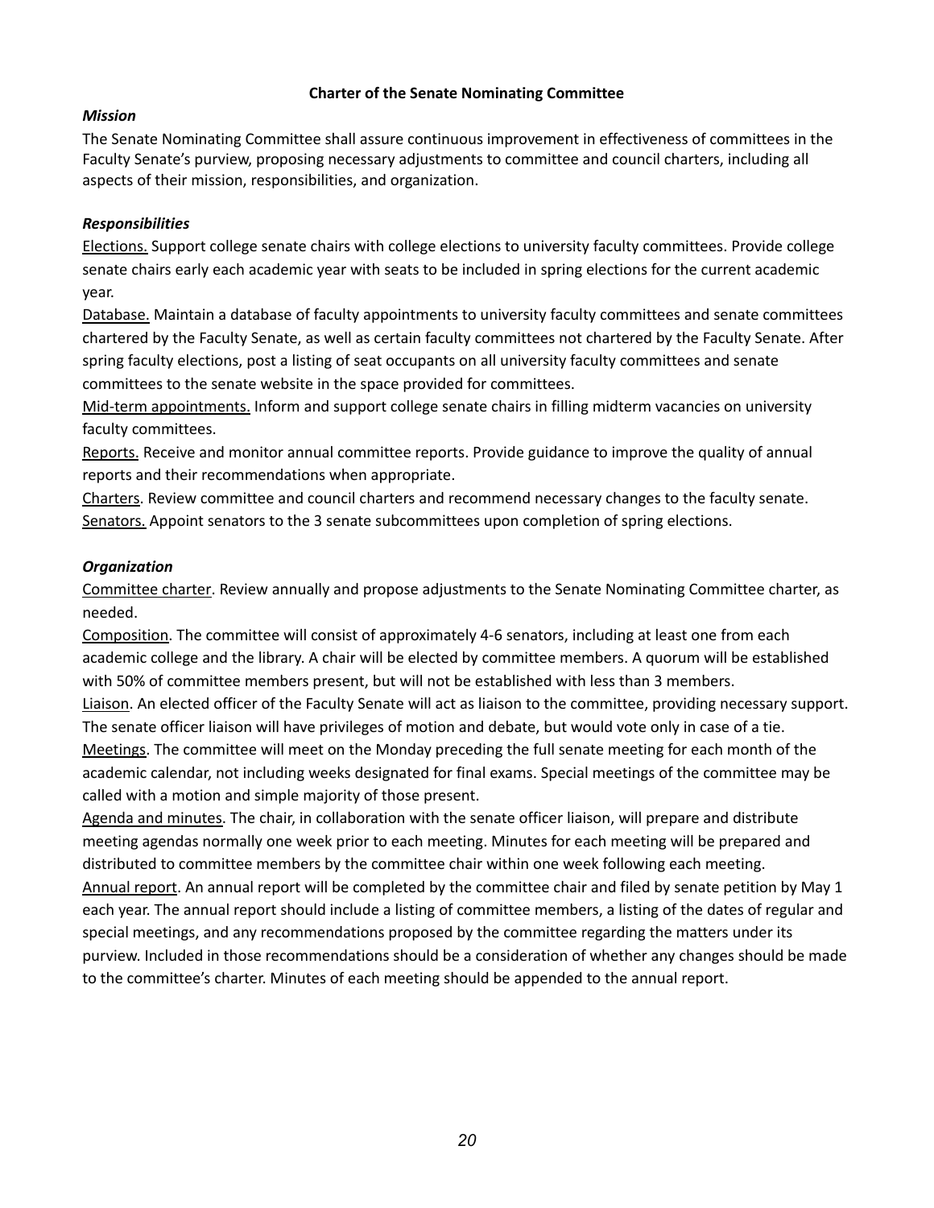**Charter of the Senate Nominating Committee**

***Mission***

The Senate Nominating Committee shall assure continuous improvement in effectiveness of committees in the Faculty Senate's purview, proposing necessary adjustments to committee and council charters, including all aspects of their mission, responsibilities, and organization.

***Responsibilities***

<u>Elections.</u> Support college senate chairs with college elections to university faculty committees. Provide college senate chairs early each academic year with seats to be included in spring elections for the current academic year.

<u>Database.</u> Maintain a database of faculty appointments to university faculty committees and senate committees chartered by the Faculty Senate, as well as certain faculty committees not chartered by the Faculty Senate. After spring faculty elections, post a listing of seat occupants on all university faculty committees and senate committees to the senate website in the space provided for committees.

<u>Mid-term appointments.</u> Inform and support college senate chairs in filling midterm vacancies on university faculty committees.

<u>Reports.</u> Receive and monitor annual committee reports. Provide guidance to improve the quality of annual reports and their recommendations when appropriate.

<u>Charters</u>. Review committee and council charters and recommend necessary changes to the faculty senate.

<u>Senators.</u> Appoint senators to the 3 senate subcommittees upon completion of spring elections.

***Organization***

<u>Committee charter</u>. Review annually and propose adjustments to the Senate Nominating Committee charter, as needed.

<u>Composition</u>. The committee will consist of approximately 4-6 senators, including at least one from each academic college and the library. A chair will be elected by committee members. A quorum will be established with 50% of committee members present, but will not be established with less than 3 members.

<u>Liaison</u>. An elected officer of the Faculty Senate will act as liaison to the committee, providing necessary support. The senate officer liaison will have privileges of motion and debate, but would vote only in case of a tie.

<u>Meetings</u>. The committee will meet on the Monday preceding the full senate meeting for each month of the academic calendar, not including weeks designated for final exams. Special meetings of the committee may be called with a motion and simple majority of those present.

<u>Agenda and minutes</u>. The chair, in collaboration with the senate officer liaison, will prepare and distribute meeting agendas normally one week prior to each meeting. Minutes for each meeting will be prepared and distributed to committee members by the committee chair within one week following each meeting.

<u>Annual report</u>. An annual report will be completed by the committee chair and filed by senate petition by May 1 each year. The annual report should include a listing of committee members, a listing of the dates of regular and special meetings, and any recommendations proposed by the committee regarding the matters under its purview. Included in those recommendations should be a consideration of whether any changes should be made to the committee's charter. Minutes of each meeting should be appended to the annual report.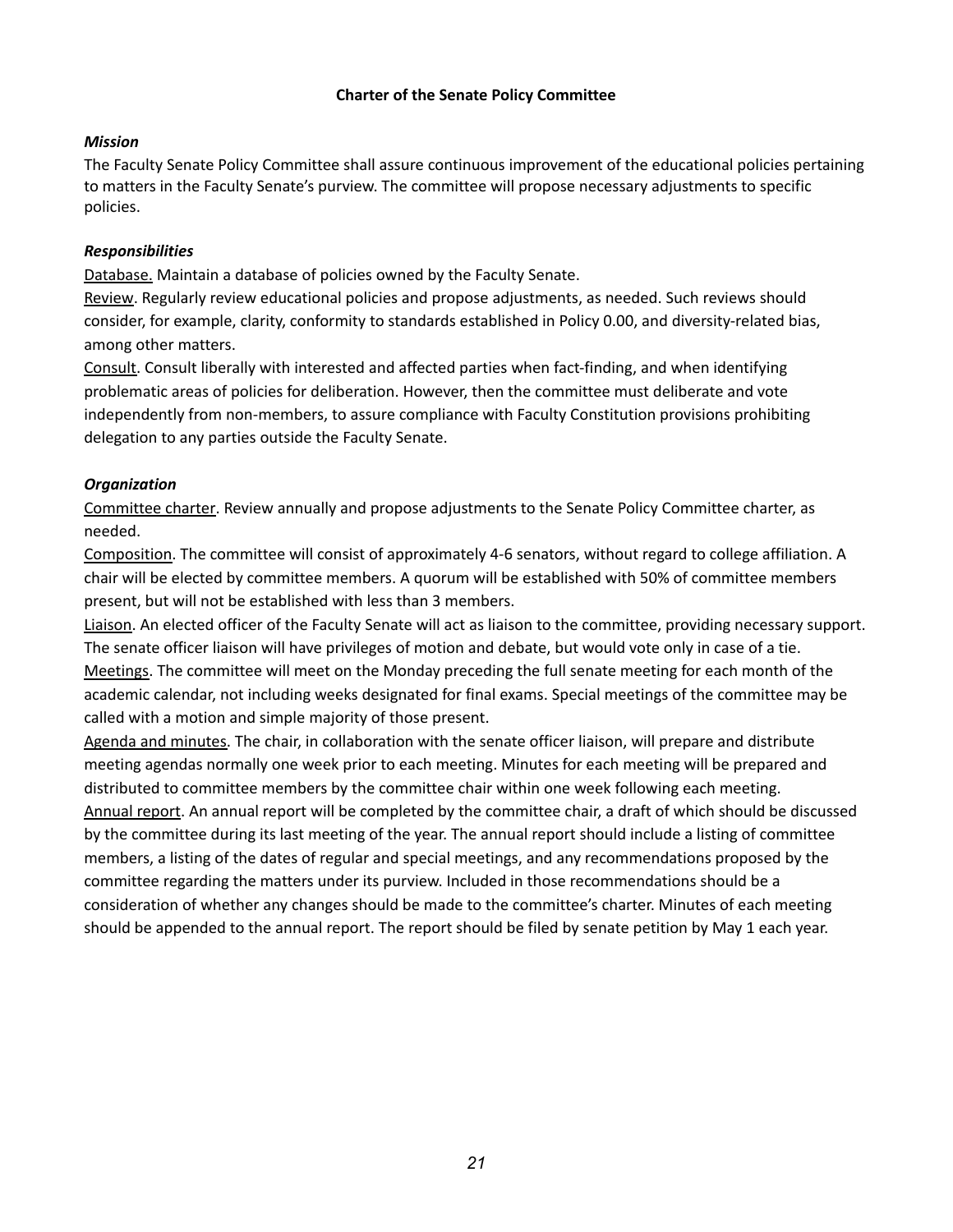**Charter of the Senate Policy Committee**

***Mission***

The Faculty Senate Policy Committee shall assure continuous improvement of the educational policies pertaining to matters in the Faculty Senate's purview. The committee will propose necessary adjustments to specific policies.

***Responsibilities***

<u>Database.</u> Maintain a database of policies owned by the Faculty Senate.

<u>Review</u>. Regularly review educational policies and propose adjustments, as needed. Such reviews should consider, for example, clarity, conformity to standards established in Policy 0.00, and diversity-related bias, among other matters.

<u>Consult</u>. Consult liberally with interested and affected parties when fact-finding, and when identifying problematic areas of policies for deliberation. However, then the committee must deliberate and vote independently from non-members, to assure compliance with Faculty Constitution provisions prohibiting delegation to any parties outside the Faculty Senate.

***Organization***

<u>Committee charter</u>. Review annually and propose adjustments to the Senate Policy Committee charter, as needed.

<u>Composition</u>. The committee will consist of approximately 4-6 senators, without regard to college affiliation. A chair will be elected by committee members. A quorum will be established with 50% of committee members present, but will not be established with less than 3 members.

<u>Liaison</u>. An elected officer of the Faculty Senate will act as liaison to the committee, providing necessary support. The senate officer liaison will have privileges of motion and debate, but would vote only in case of a tie.

<u>Meetings</u>. The committee will meet on the Monday preceding the full senate meeting for each month of the academic calendar, not including weeks designated for final exams. Special meetings of the committee may be called with a motion and simple majority of those present.

<u>Agenda and minutes</u>. The chair, in collaboration with the senate officer liaison, will prepare and distribute meeting agendas normally one week prior to each meeting. Minutes for each meeting will be prepared and distributed to committee members by the committee chair within one week following each meeting.

<u>Annual report</u>. An annual report will be completed by the committee chair, a draft of which should be discussed by the committee during its last meeting of the year. The annual report should include a listing of committee members, a listing of the dates of regular and special meetings, and any recommendations proposed by the committee regarding the matters under its purview. Included in those recommendations should be a consideration of whether any changes should be made to the committee's charter. Minutes of each meeting should be appended to the annual report. The report should be filed by senate petition by May 1 each year.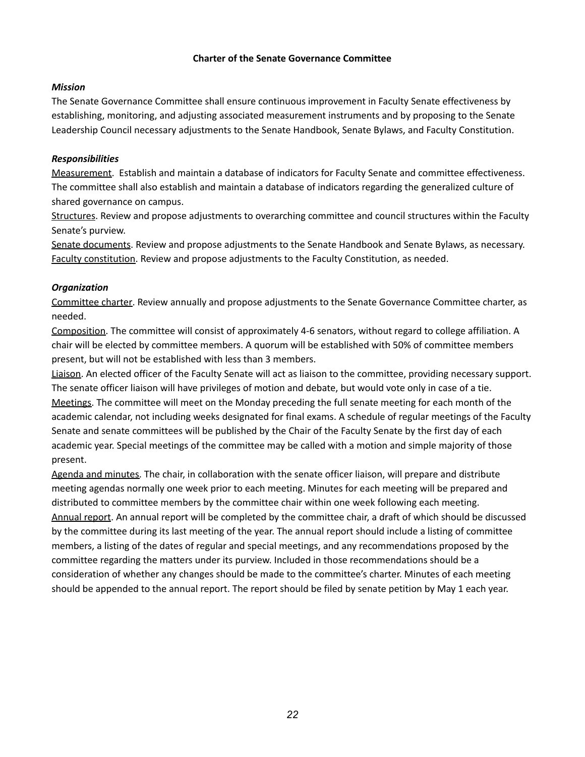# Charter of the Senate Governance Committee

***Mission***

The Senate Governance Committee shall ensure continuous improvement in Faculty Senate effectiveness by establishing, monitoring, and adjusting associated measurement instruments and by proposing to the Senate Leadership Council necessary adjustments to the Senate Handbook, Senate Bylaws, and Faculty Constitution.

***Responsibilities***

Measurement. Establish and maintain a database of indicators for Faculty Senate and committee effectiveness. The committee shall also establish and maintain a database of indicators regarding the generalized culture of shared governance on campus.

Structures. Review and propose adjustments to overarching committee and council structures within the Faculty Senate's purview.

Senate documents. Review and propose adjustments to the Senate Handbook and Senate Bylaws, as necessary.

Faculty constitution. Review and propose adjustments to the Faculty Constitution, as needed.

***Organization***

Committee charter. Review annually and propose adjustments to the Senate Governance Committee charter, as needed.

Composition. The committee will consist of approximately 4-6 senators, without regard to college affiliation. A chair will be elected by committee members. A quorum will be established with 50% of committee members present, but will not be established with less than 3 members.

Liaison. An elected officer of the Faculty Senate will act as liaison to the committee, providing necessary support. The senate officer liaison will have privileges of motion and debate, but would vote only in case of a tie.

Meetings. The committee will meet on the Monday preceding the full senate meeting for each month of the academic calendar, not including weeks designated for final exams. A schedule of regular meetings of the Faculty Senate and senate committees will be published by the Chair of the Faculty Senate by the first day of each academic year. Special meetings of the committee may be called with a motion and simple majority of those present.

Agenda and minutes. The chair, in collaboration with the senate officer liaison, will prepare and distribute meeting agendas normally one week prior to each meeting. Minutes for each meeting will be prepared and distributed to committee members by the committee chair within one week following each meeting.

Annual report. An annual report will be completed by the committee chair, a draft of which should be discussed by the committee during its last meeting of the year. The annual report should include a listing of committee members, a listing of the dates of regular and special meetings, and any recommendations proposed by the committee regarding the matters under its purview. Included in those recommendations should be a consideration of whether any changes should be made to the committee's charter. Minutes of each meeting should be appended to the annual report. The report should be filed by senate petition by May 1 each year.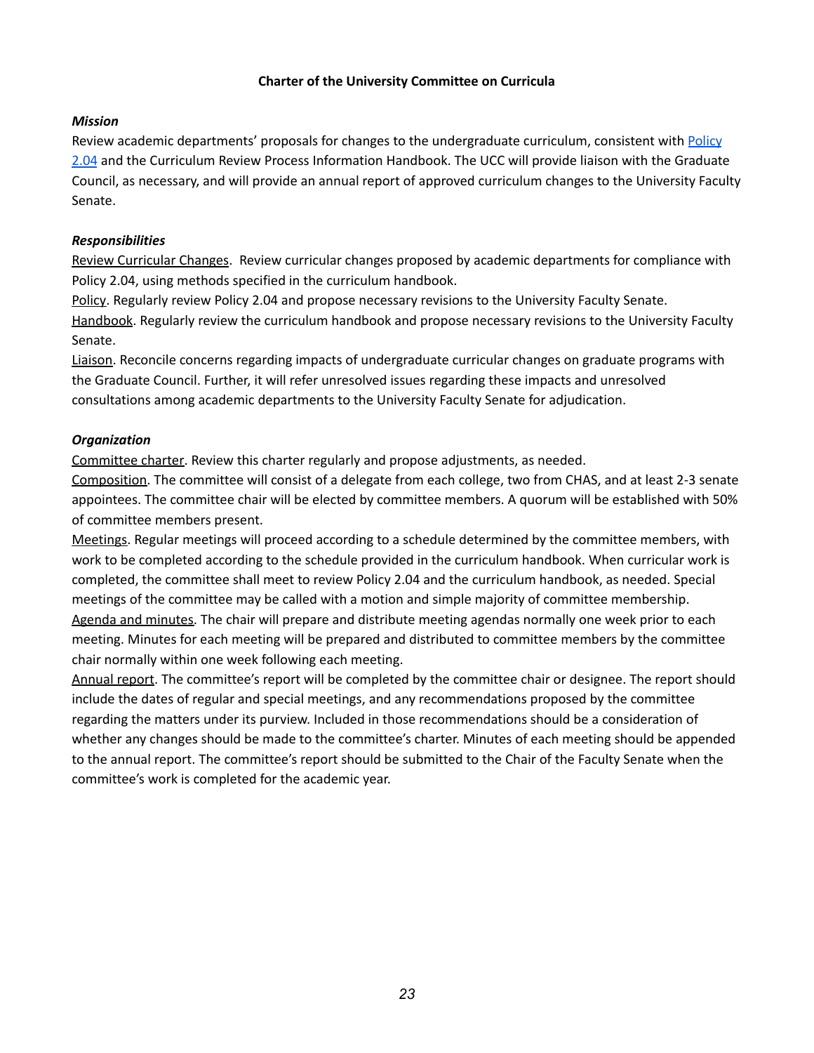**Charter of the University Committee on Curricula**

***Mission***

Review academic departments' proposals for changes to the undergraduate curriculum, consistent with [Policy 2.04] and the Curriculum Review Process Information Handbook. The UCC will provide liaison with the Graduate Council, as necessary, and will provide an annual report of approved curriculum changes to the University Faculty Senate.

***Responsibilities***

Review Curricular Changes. Review curricular changes proposed by academic departments for compliance with Policy 2.04, using methods specified in the curriculum handbook.
Policy. Regularly review Policy 2.04 and propose necessary revisions to the University Faculty Senate.
Handbook. Regularly review the curriculum handbook and propose necessary revisions to the University Faculty Senate.
Liaison. Reconcile concerns regarding impacts of undergraduate curricular changes on graduate programs with the Graduate Council. Further, it will refer unresolved issues regarding these impacts and unresolved consultations among academic departments to the University Faculty Senate for adjudication.

***Organization***

Committee charter. Review this charter regularly and propose adjustments, as needed.
Composition. The committee will consist of a delegate from each college, two from CHAS, and at least 2-3 senate appointees. The committee chair will be elected by committee members. A quorum will be established with 50% of committee members present.
Meetings. Regular meetings will proceed according to a schedule determined by the committee members, with work to be completed according to the schedule provided in the curriculum handbook. When curricular work is completed, the committee shall meet to review Policy 2.04 and the curriculum handbook, as needed. Special meetings of the committee may be called with a motion and simple majority of committee membership.
Agenda and minutes. The chair will prepare and distribute meeting agendas normally one week prior to each meeting. Minutes for each meeting will be prepared and distributed to committee members by the committee chair normally within one week following each meeting.
Annual report. The committee's report will be completed by the committee chair or designee. The report should include the dates of regular and special meetings, and any recommendations proposed by the committee regarding the matters under its purview. Included in those recommendations should be a consideration of whether any changes should be made to the committee's charter. Minutes of each meeting should be appended to the annual report. The committee's report should be submitted to the Chair of the Faculty Senate when the committee's work is completed for the academic year.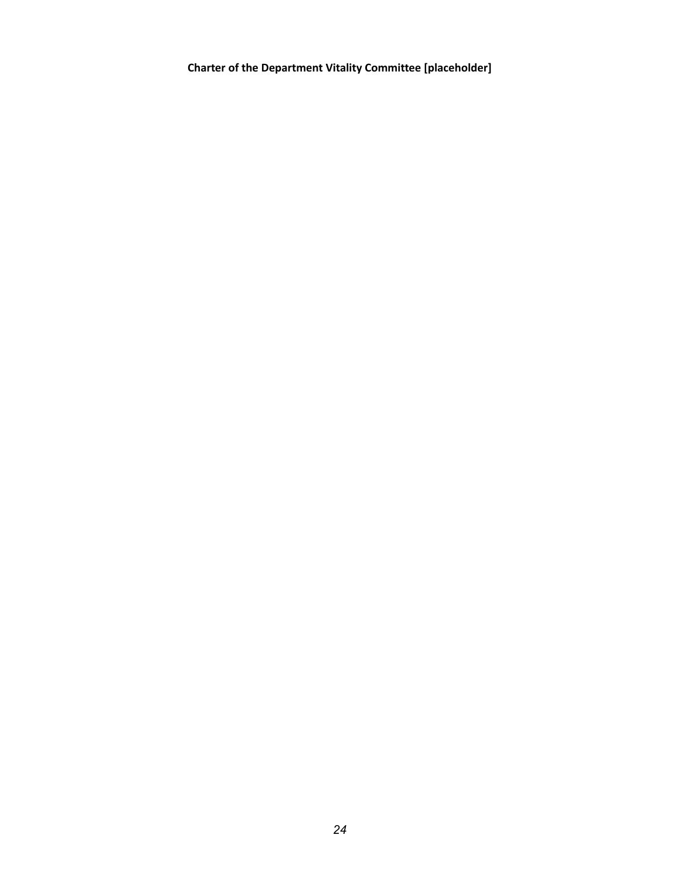**Charter of the Department Vitality Committee [placeholder]**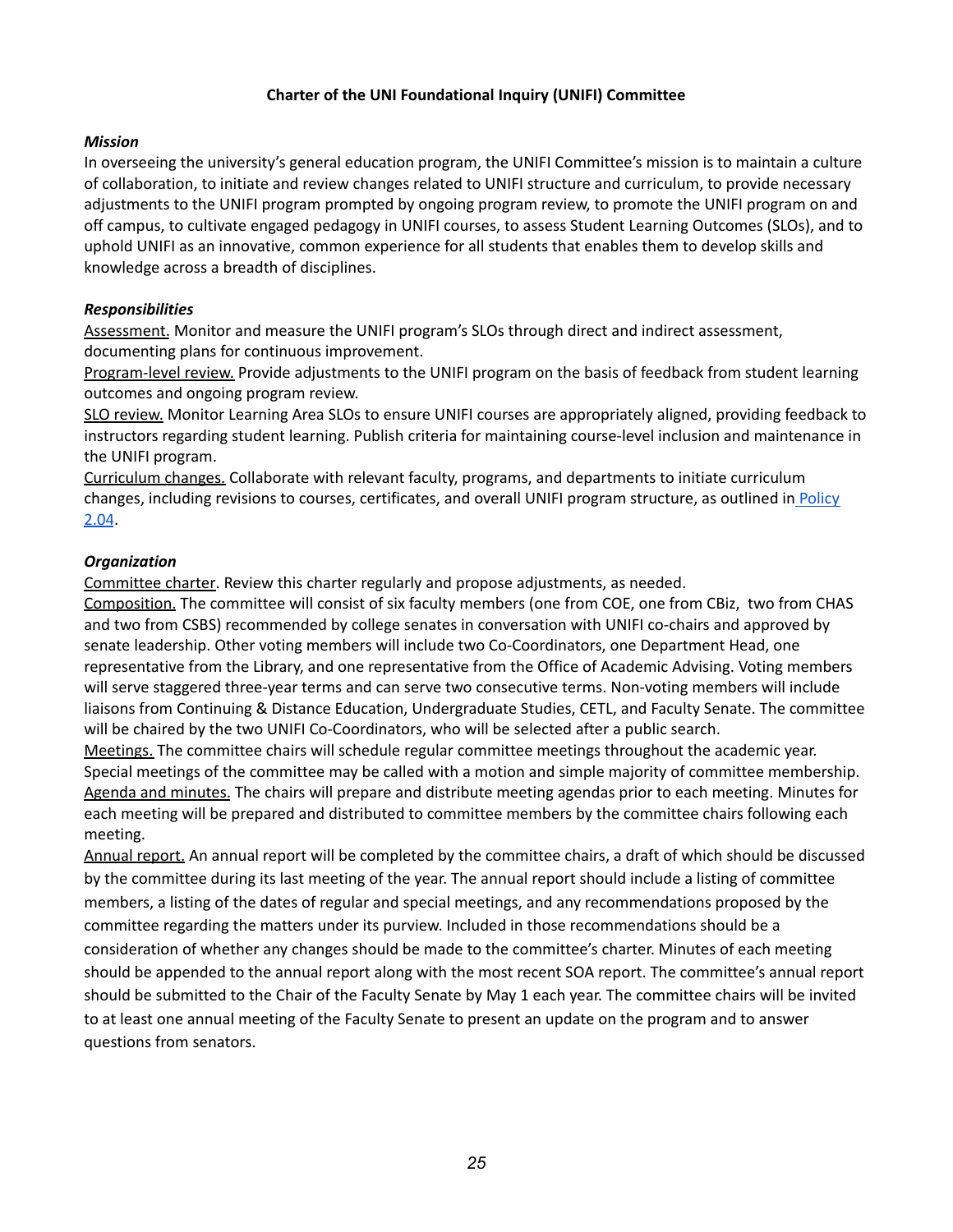**Charter of the UNI Foundational Inquiry (UNIFI) Committee**

***Mission***

In overseeing the university's general education program, the UNIFI Committee's mission is to maintain a culture of collaboration, to initiate and review changes related to UNIFI structure and curriculum, to provide necessary adjustments to the UNIFI program prompted by ongoing program review, to promote the UNIFI program on and off campus, to cultivate engaged pedagogy in UNIFI courses, to assess Student Learning Outcomes (SLOs), and to uphold UNIFI as an innovative, common experience for all students that enables them to develop skills and knowledge across a breadth of disciplines.

***Responsibilities***

<u>Assessment.</u> Monitor and measure the UNIFI program's SLOs through direct and indirect assessment, documenting plans for continuous improvement.

<u>Program-level review.</u> Provide adjustments to the UNIFI program on the basis of feedback from student learning outcomes and ongoing program review.

<u>SLO review.</u> Monitor Learning Area SLOs to ensure UNIFI courses are appropriately aligned, providing feedback to instructors regarding student learning. Publish criteria for maintaining course-level inclusion and maintenance in the UNIFI program.

<u>Curriculum changes.</u> Collaborate with relevant faculty, programs, and departments to initiate curriculum changes, including revisions to courses, certificates, and overall UNIFI program structure, as outlined in Policy 2.04.

***Organization***

<u>Committee charter</u>. Review this charter regularly and propose adjustments, as needed.

<u>Composition.</u> The committee will consist of six faculty members (one from COE, one from CBiz, two from CHAS and two from CSBS) recommended by college senates in conversation with UNIFI co-chairs and approved by senate leadership. Other voting members will include two Co-Coordinators, one Department Head, one representative from the Library, and one representative from the Office of Academic Advising. Voting members will serve staggered three-year terms and can serve two consecutive terms. Non-voting members will include liaisons from Continuing & Distance Education, Undergraduate Studies, CETL, and Faculty Senate. The committee will be chaired by the two UNIFI Co-Coordinators, who will be selected after a public search.

<u>Meetings.</u> The committee chairs will schedule regular committee meetings throughout the academic year. Special meetings of the committee may be called with a motion and simple majority of committee membership.

<u>Agenda and minutes.</u> The chairs will prepare and distribute meeting agendas prior to each meeting. Minutes for each meeting will be prepared and distributed to committee members by the committee chairs following each meeting.

<u>Annual report.</u> An annual report will be completed by the committee chairs, a draft of which should be discussed by the committee during its last meeting of the year. The annual report should include a listing of committee members, a listing of the dates of regular and special meetings, and any recommendations proposed by the committee regarding the matters under its purview. Included in those recommendations should be a consideration of whether any changes should be made to the committee's charter. Minutes of each meeting should be appended to the annual report along with the most recent SOA report. The committee's annual report should be submitted to the Chair of the Faculty Senate by May 1 each year. The committee chairs will be invited to at least one annual meeting of the Faculty Senate to present an update on the program and to answer questions from senators.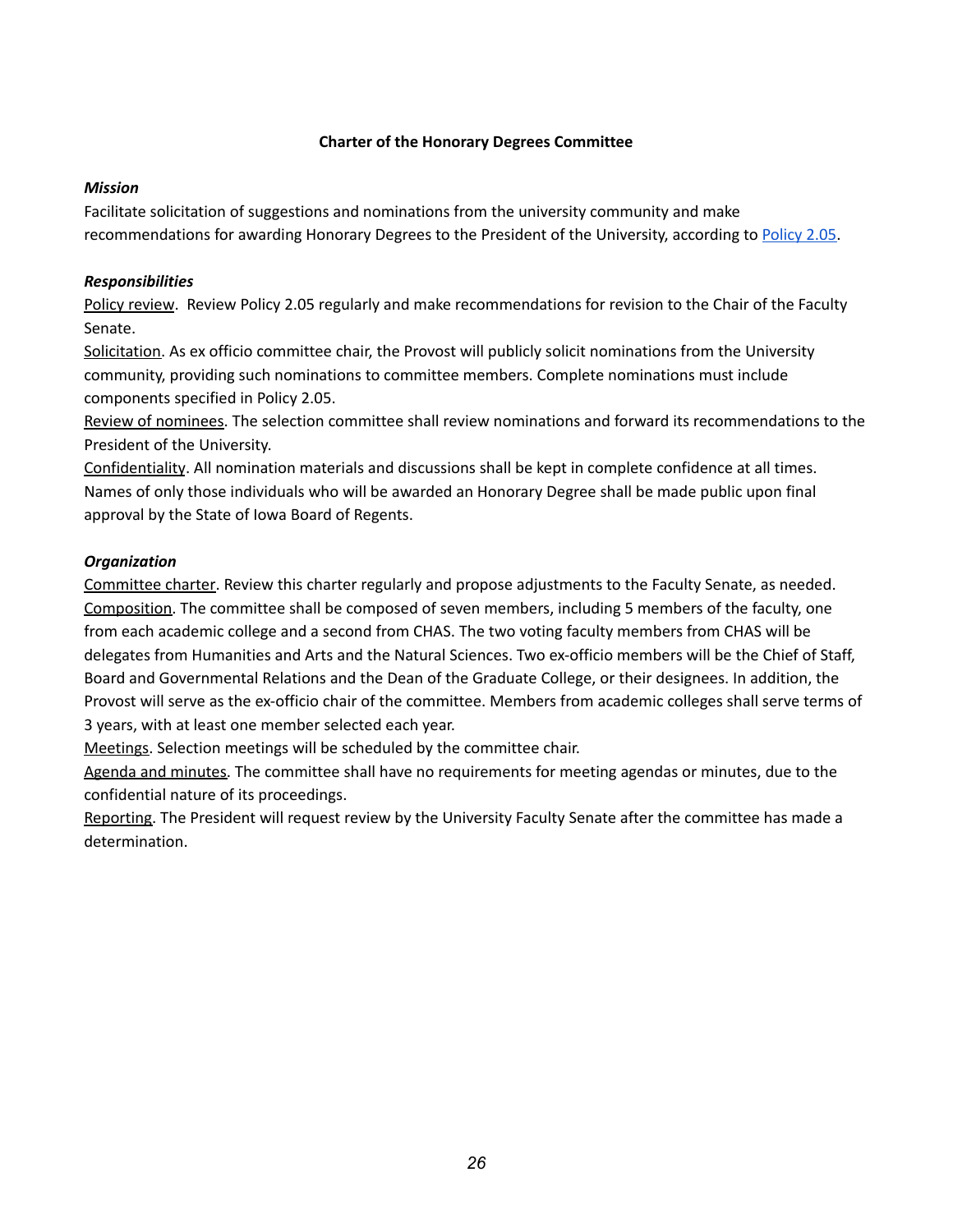**Charter of the Honorary Degrees Committee**

***Mission***

Facilitate solicitation of suggestions and nominations from the university community and make recommendations for awarding Honorary Degrees to the President of the University, according to [Policy 2.05](#).

***Responsibilities***

<u>Policy review</u>. Review Policy 2.05 regularly and make recommendations for revision to the Chair of the Faculty Senate.

<u>Solicitation</u>. As ex officio committee chair, the Provost will publicly solicit nominations from the University community, providing such nominations to committee members. Complete nominations must include components specified in Policy 2.05.

<u>Review of nominees</u>. The selection committee shall review nominations and forward its recommendations to the President of the University.

<u>Confidentiality</u>. All nomination materials and discussions shall be kept in complete confidence at all times. Names of only those individuals who will be awarded an Honorary Degree shall be made public upon final approval by the State of Iowa Board of Regents.

***Organization***

<u>Committee charter</u>. Review this charter regularly and propose adjustments to the Faculty Senate, as needed.

<u>Composition</u>. The committee shall be composed of seven members, including 5 members of the faculty, one from each academic college and a second from CHAS. The two voting faculty members from CHAS will be delegates from Humanities and Arts and the Natural Sciences. Two ex-officio members will be the Chief of Staff, Board and Governmental Relations and the Dean of the Graduate College, or their designees. In addition, the Provost will serve as the ex-officio chair of the committee. Members from academic colleges shall serve terms of 3 years, with at least one member selected each year.

<u>Meetings</u>. Selection meetings will be scheduled by the committee chair.

<u>Agenda and minutes</u>. The committee shall have no requirements for meeting agendas or minutes, due to the confidential nature of its proceedings.

<u>Reporting</u>. The President will request review by the University Faculty Senate after the committee has made a determination.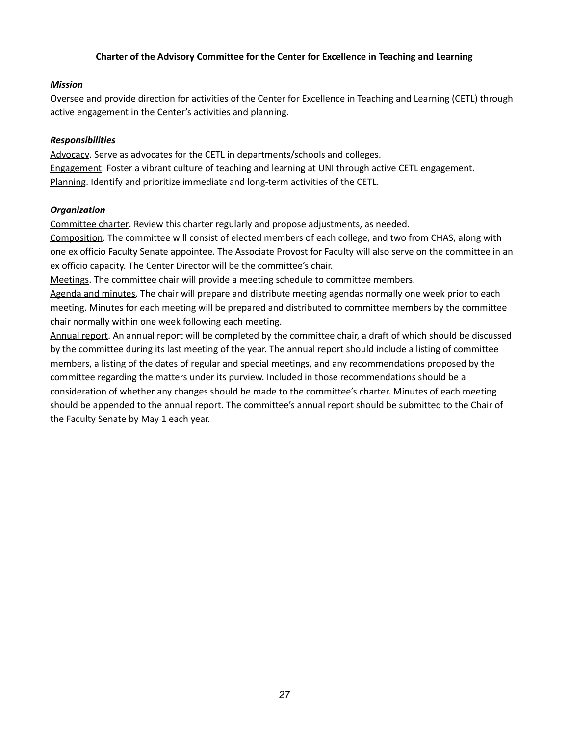**Charter of the Advisory Committee for the Center for Excellence in Teaching and Learning**

***Mission***

Oversee and provide direction for activities of the Center for Excellence in Teaching and Learning (CETL) through active engagement in the Center's activities and planning.

***Responsibilities***

Advocacy. Serve as advocates for the CETL in departments/schools and colleges.
Engagement. Foster a vibrant culture of teaching and learning at UNI through active CETL engagement.
Planning. Identify and prioritize immediate and long-term activities of the CETL.

***Organization***

Committee charter. Review this charter regularly and propose adjustments, as needed.
Composition. The committee will consist of elected members of each college, and two from CHAS, along with one ex officio Faculty Senate appointee. The Associate Provost for Faculty will also serve on the committee in an ex officio capacity. The Center Director will be the committee's chair.
Meetings. The committee chair will provide a meeting schedule to committee members.
Agenda and minutes. The chair will prepare and distribute meeting agendas normally one week prior to each meeting. Minutes for each meeting will be prepared and distributed to committee members by the committee chair normally within one week following each meeting.
Annual report. An annual report will be completed by the committee chair, a draft of which should be discussed by the committee during its last meeting of the year. The annual report should include a listing of committee members, a listing of the dates of regular and special meetings, and any recommendations proposed by the committee regarding the matters under its purview. Included in those recommendations should be a consideration of whether any changes should be made to the committee's charter. Minutes of each meeting should be appended to the annual report. The committee's annual report should be submitted to the Chair of the Faculty Senate by May 1 each year.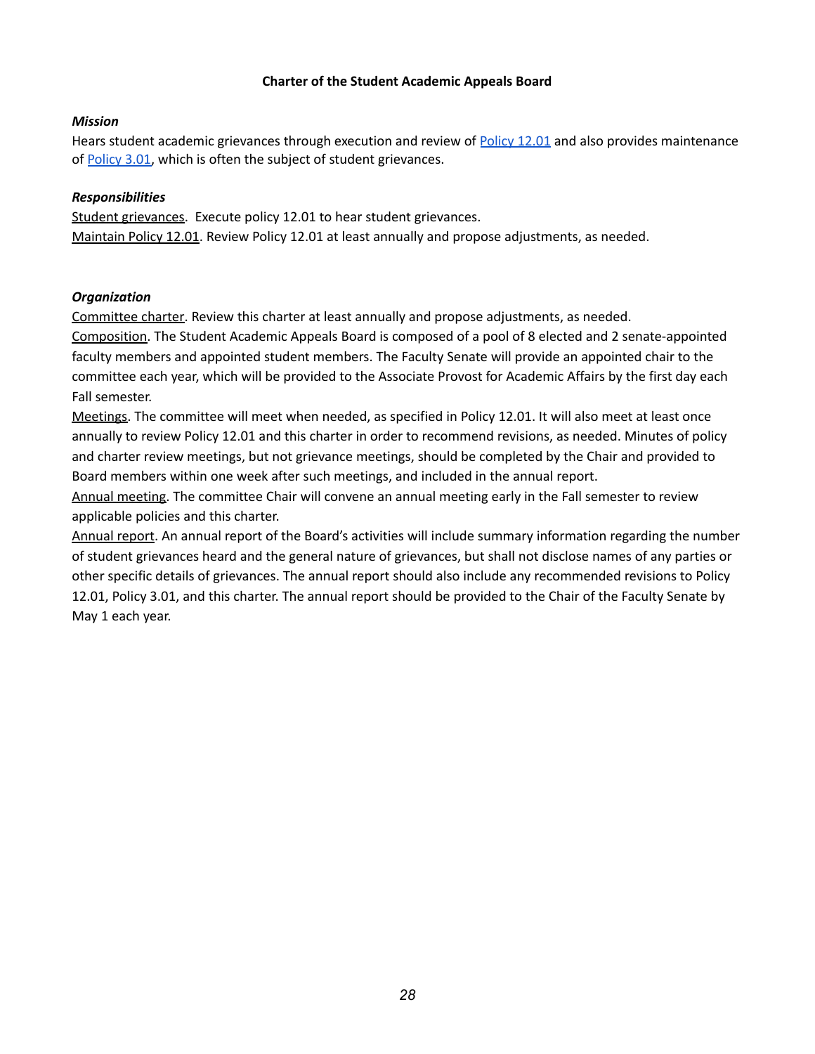**Charter of the Student Academic Appeals Board**

***Mission***

Hears student academic grievances through execution and review of Policy 12.01 and also provides maintenance of Policy 3.01, which is often the subject of student grievances.

***Responsibilities***

Student grievances. Execute policy 12.01 to hear student grievances.

Maintain Policy 12.01. Review Policy 12.01 at least annually and propose adjustments, as needed.

***Organization***

Committee charter. Review this charter at least annually and propose adjustments, as needed.

Composition. The Student Academic Appeals Board is composed of a pool of 8 elected and 2 senate-appointed faculty members and appointed student members. The Faculty Senate will provide an appointed chair to the committee each year, which will be provided to the Associate Provost for Academic Affairs by the first day each Fall semester.

Meetings. The committee will meet when needed, as specified in Policy 12.01. It will also meet at least once annually to review Policy 12.01 and this charter in order to recommend revisions, as needed. Minutes of policy and charter review meetings, but not grievance meetings, should be completed by the Chair and provided to Board members within one week after such meetings, and included in the annual report.

Annual meeting. The committee Chair will convene an annual meeting early in the Fall semester to review applicable policies and this charter.

Annual report. An annual report of the Board's activities will include summary information regarding the number of student grievances heard and the general nature of grievances, but shall not disclose names of any parties or other specific details of grievances. The annual report should also include any recommended revisions to Policy 12.01, Policy 3.01, and this charter. The annual report should be provided to the Chair of the Faculty Senate by May 1 each year.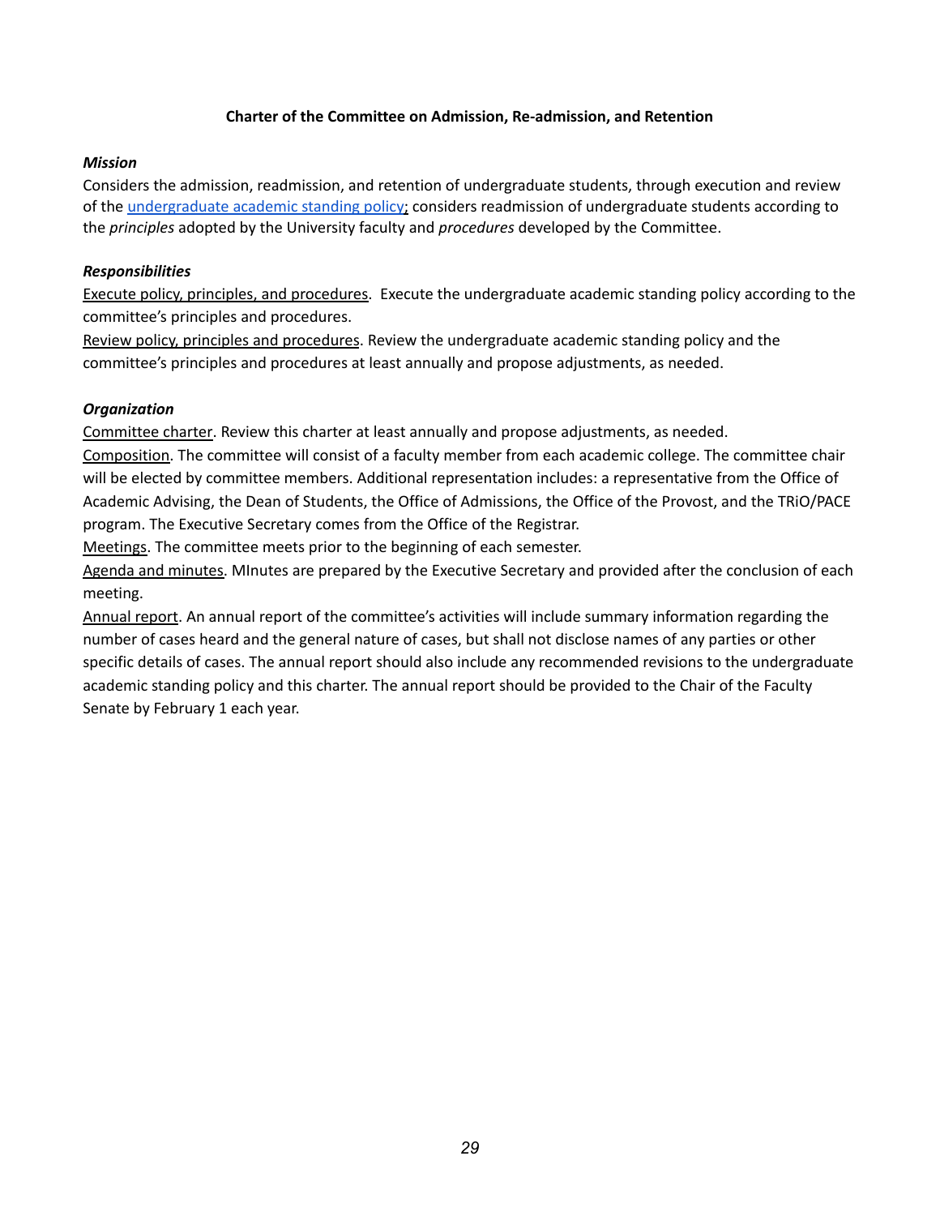**Charter of the Committee on Admission, Re-admission, and Retention**

***Mission***

Considers the admission, readmission, and retention of undergraduate students, through execution and review of the undergraduate academic standing policy; considers readmission of undergraduate students according to the *principles* adopted by the University faculty and *procedures* developed by the Committee.

***Responsibilities***

Execute policy, principles, and procedures. Execute the undergraduate academic standing policy according to the committee's principles and procedures.

Review policy, principles and procedures. Review the undergraduate academic standing policy and the committee's principles and procedures at least annually and propose adjustments, as needed.

***Organization***

Committee charter. Review this charter at least annually and propose adjustments, as needed.

Composition. The committee will consist of a faculty member from each academic college. The committee chair will be elected by committee members. Additional representation includes: a representative from the Office of Academic Advising, the Dean of Students, the Office of Admissions, the Office of the Provost, and the TRiO/PACE program. The Executive Secretary comes from the Office of the Registrar.

Meetings. The committee meets prior to the beginning of each semester.

Agenda and minutes. MInutes are prepared by the Executive Secretary and provided after the conclusion of each meeting.

Annual report. An annual report of the committee's activities will include summary information regarding the number of cases heard and the general nature of cases, but shall not disclose names of any parties or other specific details of cases. The annual report should also include any recommended revisions to the undergraduate academic standing policy and this charter. The annual report should be provided to the Chair of the Faculty Senate by February 1 each year.